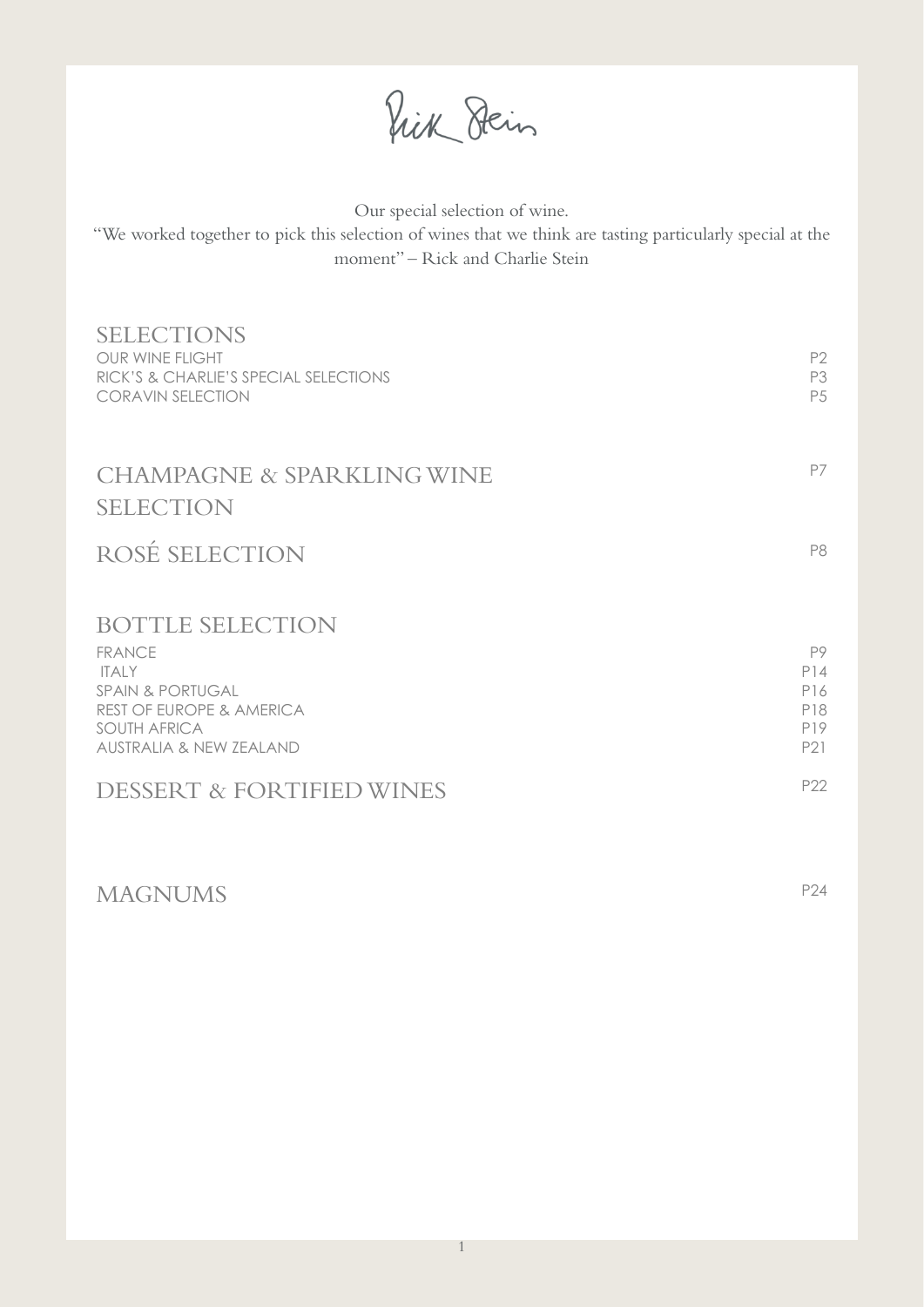Rick Stein

Our special selection of wine.
"We worked together to pick this selection of wines that we think are tasting particularly special at the moment" – Rick and Charlie Stein

## SELECTIONS

| | |
|---|---|
| OUR WINE FLIGHT | P2 |
| RICK'S & CHARLIE'S SPECIAL SELECTIONS | P3 |
| CORAVIN SELECTION | P5 |

## CHAMPAGNE & SPARKLING WINE SELECTION — P7

## ROSÉ SELECTION — P8

## BOTTLE SELECTION

| | |
|---|---|
| FRANCE | P9 |
| ITALY | P14 |
| SPAIN & PORTUGAL | P16 |
| REST OF EUROPE & AMERICA | P18 |
| SOUTH AFRICA | P19 |
| AUSTRALIA & NEW ZEALAND | P21 |

## DESSERT & FORTIFIED WINES — P22

## MAGNUMS — P24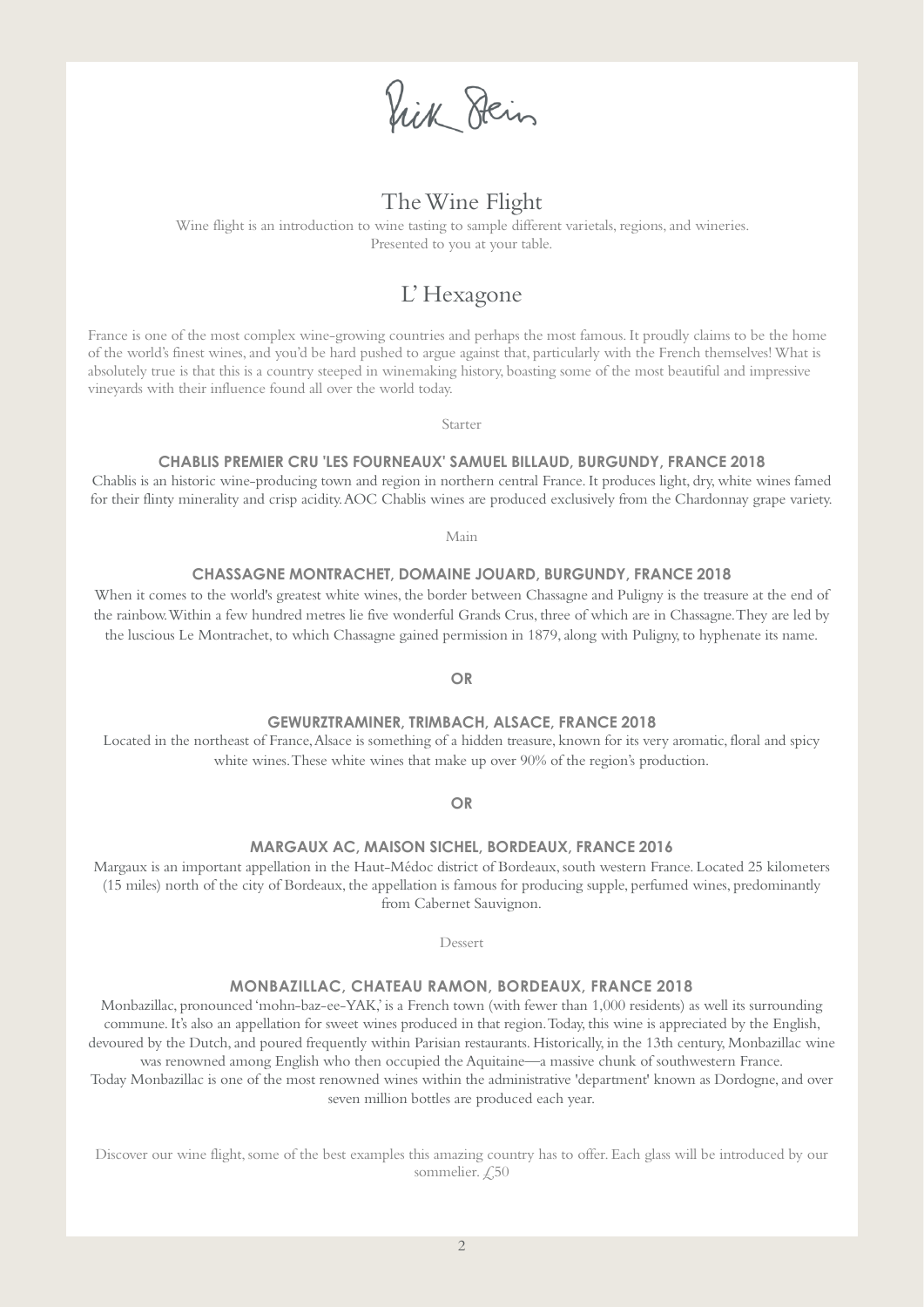Rick Stein

# The Wine Flight

Wine flight is an introduction to wine tasting to sample different varietals, regions, and wineries.
Presented to you at your table.

## L' Hexagone

France is one of the most complex wine-growing countries and perhaps the most famous. It proudly claims to be the home of the world's finest wines, and you'd be hard pushed to argue against that, particularly with the French themselves! What is absolutely true is that this is a country steeped in winemaking history, boasting some of the most beautiful and impressive vineyards with their influence found all over the world today.

Starter

**CHABLIS PREMIER CRU 'LES FOURNEAUX' SAMUEL BILLAUD, BURGUNDY, FRANCE 2018**

Chablis is an historic wine-producing town and region in northern central France. It produces light, dry, white wines famed for their flinty minerality and crisp acidity. AOC Chablis wines are produced exclusively from the Chardonnay grape variety.

Main

**CHASSAGNE MONTRACHET, DOMAINE JOUARD, BURGUNDY, FRANCE 2018**

When it comes to the world's greatest white wines, the border between Chassagne and Puligny is the treasure at the end of the rainbow. Within a few hundred metres lie five wonderful Grands Crus, three of which are in Chassagne. They are led by the luscious Le Montrachet, to which Chassagne gained permission in 1879, along with Puligny, to hyphenate its name.

**OR**

**GEWURZTRAMINER, TRIMBACH, ALSACE, FRANCE 2018**

Located in the northeast of France, Alsace is something of a hidden treasure, known for its very aromatic, floral and spicy white wines. These white wines that make up over 90% of the region's production.

**OR**

**MARGAUX AC, MAISON SICHEL, BORDEAUX, FRANCE 2016**

Margaux is an important appellation in the Haut-Médoc district of Bordeaux, south western France. Located 25 kilometers (15 miles) north of the city of Bordeaux, the appellation is famous for producing supple, perfumed wines, predominantly from Cabernet Sauvignon.

Dessert

**MONBAZILLAC, CHATEAU RAMON, BORDEAUX, FRANCE 2018**

Monbazillac, pronounced 'mohn-baz-ee-YAK,' is a French town (with fewer than 1,000 residents) as well its surrounding commune. It's also an appellation for sweet wines produced in that region. Today, this wine is appreciated by the English, devoured by the Dutch, and poured frequently within Parisian restaurants. Historically, in the 13th century, Monbazillac wine was renowned among English who then occupied the Aquitaine—a massive chunk of southwestern France.
Today Monbazillac is one of the most renowned wines within the administrative 'department' known as Dordogne, and over seven million bottles are produced each year.

Discover our wine flight, some of the best examples this amazing country has to offer. Each glass will be introduced by our sommelier. £50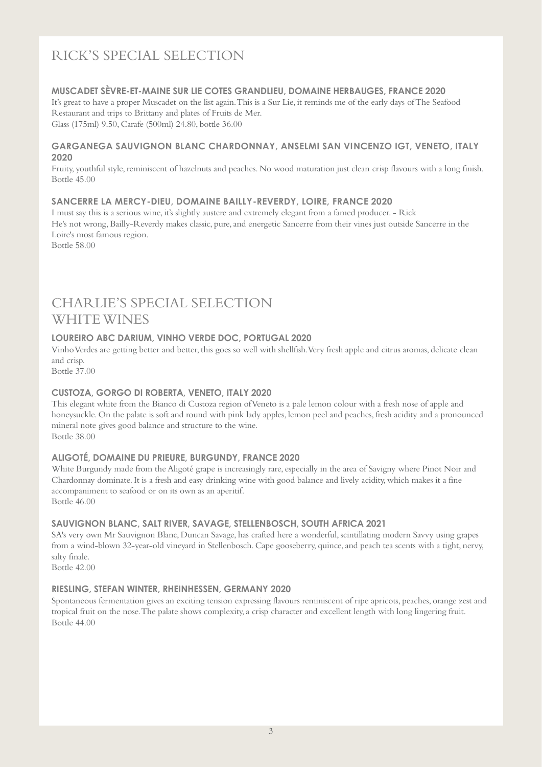# RICK'S SPECIAL SELECTION

### MUSCADET SÈVRE-ET-MAINE SUR LIE COTES GRANDLIEU, DOMAINE HERBAUGES, FRANCE 2020

It's great to have a proper Muscadet on the list again. This is a Sur Lie, it reminds me of the early days of The Seafood Restaurant and trips to Brittany and plates of Fruits de Mer.
Glass (175ml) 9.50, Carafe (500ml) 24.80, bottle 36.00

### GARGANEGA SAUVIGNON BLANC CHARDONNAY, ANSELMI SAN VINCENZO IGT, VENETO, ITALY 2020

Fruity, youthful style, reminiscent of hazelnuts and peaches. No wood maturation just clean crisp flavours with a long finish.
Bottle 45.00

### SANCERRE LA MERCY-DIEU, DOMAINE BAILLY-REVERDY, LOIRE, FRANCE 2020

I must say this is a serious wine, it's slightly austere and extremely elegant from a famed producer. - Rick
He's not wrong, Bailly-Reverdy makes classic, pure, and energetic Sancerre from their vines just outside Sancerre in the Loire's most famous region.
Bottle 58.00

# CHARLIE'S SPECIAL SELECTION
## WHITE WINES

### LOUREIRO ABC DARIUM, VINHO VERDE DOC, PORTUGAL 2020

Vinho Verdes are getting better and better, this goes so well with shellfish. Very fresh apple and citrus aromas, delicate clean and crisp.
Bottle 37.00

### CUSTOZA, GORGO DI ROBERTA, VENETO, ITALY 2020

This elegant white from the Bianco di Custoza region of Veneto is a pale lemon colour with a fresh nose of apple and honeysuckle. On the palate is soft and round with pink lady apples, lemon peel and peaches, fresh acidity and a pronounced mineral note gives good balance and structure to the wine.
Bottle 38.00

### ALIGOTÉ, DOMAINE DU PRIEURE, BURGUNDY, FRANCE 2020

White Burgundy made from the Aligoté grape is increasingly rare, especially in the area of Savigny where Pinot Noir and Chardonnay dominate. It is a fresh and easy drinking wine with good balance and lively acidity, which makes it a fine accompaniment to seafood or on its own as an aperitif.
Bottle 46.00

### SAUVIGNON BLANC, SALT RIVER, SAVAGE, STELLENBOSCH, SOUTH AFRICA 2021

SA's very own Mr Sauvignon Blanc, Duncan Savage, has crafted here a wonderful, scintillating modern Savvy using grapes from a wind-blown 32-year-old vineyard in Stellenbosch. Cape gooseberry, quince, and peach tea scents with a tight, nervy, salty finale.
Bottle 42.00

### RIESLING, STEFAN WINTER, RHEINHESSEN, GERMANY 2020

Spontaneous fermentation gives an exciting tension expressing flavours reminiscent of ripe apricots, peaches, orange zest and tropical fruit on the nose. The palate shows complexity, a crisp character and excellent length with long lingering fruit.
Bottle 44.00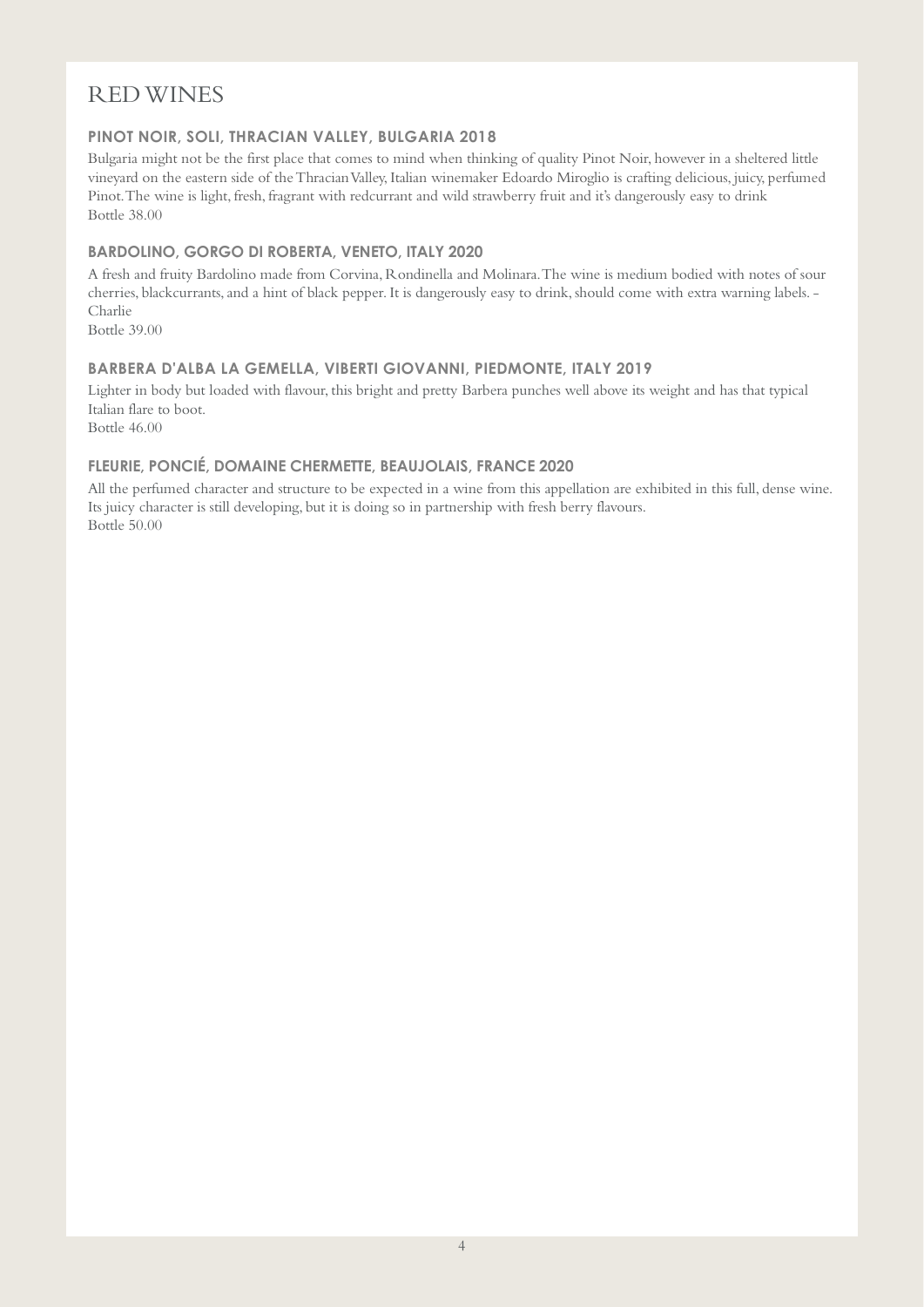# RED WINES

### PINOT NOIR, SOLI, THRACIAN VALLEY, BULGARIA 2018

Bulgaria might not be the first place that comes to mind when thinking of quality Pinot Noir, however in a sheltered little vineyard on the eastern side of the Thracian Valley, Italian winemaker Edoardo Miroglio is crafting delicious, juicy, perfumed Pinot. The wine is light, fresh, fragrant with redcurrant and wild strawberry fruit and it's dangerously easy to drink
Bottle 38.00

### BARDOLINO, GORGO DI ROBERTA, VENETO, ITALY 2020

A fresh and fruity Bardolino made from Corvina, Rondinella and Molinara. The wine is medium bodied with notes of sour cherries, blackcurrants, and a hint of black pepper. It is dangerously easy to drink, should come with extra warning labels. - Charlie
Bottle 39.00

### BARBERA D'ALBA LA GEMELLA, VIBERTI GIOVANNI, PIEDMONTE, ITALY 2019

Lighter in body but loaded with flavour, this bright and pretty Barbera punches well above its weight and has that typical Italian flare to boot.
Bottle 46.00

### FLEURIE, PONCIÉ, DOMAINE CHERMETTE, BEAUJOLAIS, FRANCE 2020

All the perfumed character and structure to be expected in a wine from this appellation are exhibited in this full, dense wine. Its juicy character is still developing, but it is doing so in partnership with fresh berry flavours.
Bottle 50.00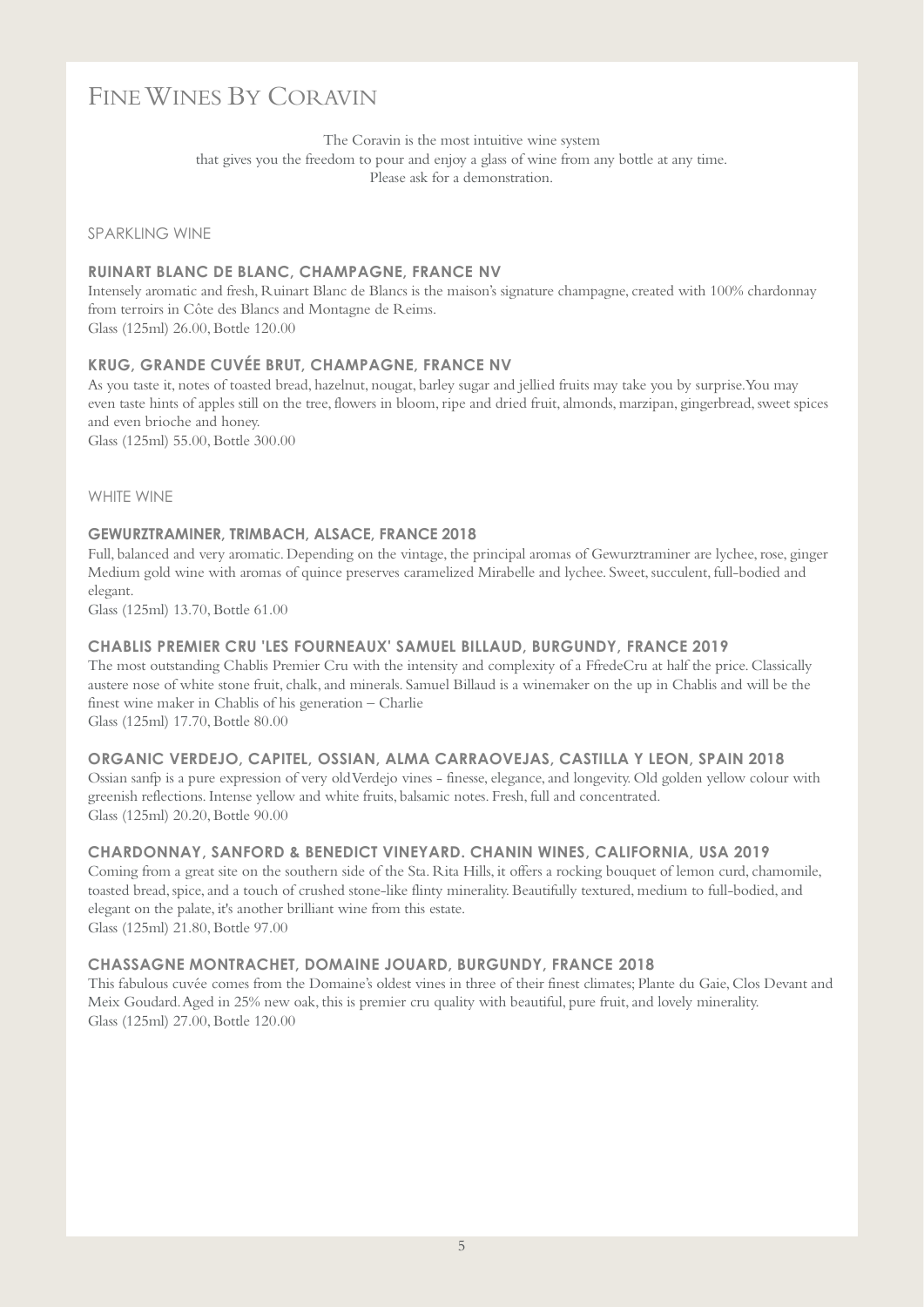# Fine Wines By Coravin

The Coravin is the most intuitive wine system
that gives you the freedom to pour and enjoy a glass of wine from any bottle at any time.
Please ask for a demonstration.

## SPARKLING WINE

### RUINART BLANC DE BLANC, CHAMPAGNE, FRANCE NV

Intensely aromatic and fresh, Ruinart Blanc de Blancs is the maison's signature champagne, created with 100% chardonnay from terroirs in Côte des Blancs and Montagne de Reims.
Glass (125ml) 26.00, Bottle 120.00

### KRUG, GRANDE CUVÉE BRUT, CHAMPAGNE, FRANCE NV

As you taste it, notes of toasted bread, hazelnut, nougat, barley sugar and jellied fruits may take you by surprise. You may even taste hints of apples still on the tree, flowers in bloom, ripe and dried fruit, almonds, marzipan, gingerbread, sweet spices and even brioche and honey.
Glass (125ml) 55.00, Bottle 300.00

## WHITE WINE

### GEWURZTRAMINER, TRIMBACH, ALSACE, FRANCE 2018

Full, balanced and very aromatic. Depending on the vintage, the principal aromas of Gewurztraminer are lychee, rose, ginger Medium gold wine with aromas of quince preserves caramelized Mirabelle and lychee. Sweet, succulent, full-bodied and elegant.
Glass (125ml) 13.70, Bottle 61.00

### CHABLIS PREMIER CRU 'LES FOURNEAUX' SAMUEL BILLAUD, BURGUNDY, FRANCE 2019

The most outstanding Chablis Premier Cru with the intensity and complexity of a FfredeCru at half the price. Classically austere nose of white stone fruit, chalk, and minerals. Samuel Billaud is a winemaker on the up in Chablis and will be the finest wine maker in Chablis of his generation – Charlie
Glass (125ml) 17.70, Bottle 80.00

### ORGANIC VERDEJO, CAPITEL, OSSIAN, ALMA CARRAOVEJAS, CASTILLA Y LEON, SPAIN 2018

Ossian sanfp is a pure expression of very old Verdejo vines - finesse, elegance, and longevity. Old golden yellow colour with greenish reflections. Intense yellow and white fruits, balsamic notes. Fresh, full and concentrated.
Glass (125ml) 20.20, Bottle 90.00

### CHARDONNAY, SANFORD & BENEDICT VINEYARD. CHANIN WINES, CALIFORNIA, USA 2019

Coming from a great site on the southern side of the Sta. Rita Hills, it offers a rocking bouquet of lemon curd, chamomile, toasted bread, spice, and a touch of crushed stone-like flinty minerality. Beautifully textured, medium to full-bodied, and elegant on the palate, it's another brilliant wine from this estate.
Glass (125ml) 21.80, Bottle 97.00

### CHASSAGNE MONTRACHET, DOMAINE JOUARD, BURGUNDY, FRANCE 2018

This fabulous cuvée comes from the Domaine's oldest vines in three of their finest climates; Plante du Gaie, Clos Devant and Meix Goudard. Aged in 25% new oak, this is premier cru quality with beautiful, pure fruit, and lovely minerality.
Glass (125ml) 27.00, Bottle 120.00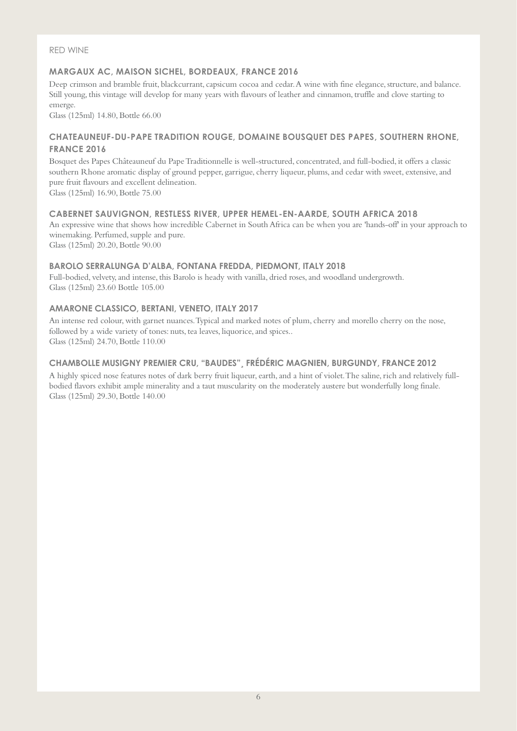RED WINE

### MARGAUX AC, MAISON SICHEL, BORDEAUX, FRANCE 2016

Deep crimson and bramble fruit, blackcurrant, capsicum cocoa and cedar. A wine with fine elegance, structure, and balance. Still young, this vintage will develop for many years with flavours of leather and cinnamon, truffle and clove starting to emerge.

Glass (125ml) 14.80, Bottle 66.00

### CHATEAUNEUF-DU-PAPE TRADITION ROUGE, DOMAINE BOUSQUET DES PAPES, SOUTHERN RHONE, FRANCE 2016

Bosquet des Papes Châteauneuf du Pape Traditionnelle is well-structured, concentrated, and full-bodied, it offers a classic southern Rhone aromatic display of ground pepper, garrigue, cherry liqueur, plums, and cedar with sweet, extensive, and pure fruit flavours and excellent delineation.

Glass (125ml) 16.90, Bottle 75.00

### CABERNET SAUVIGNON, RESTLESS RIVER, UPPER HEMEL-EN-AARDE, SOUTH AFRICA 2018

An expressive wine that shows how incredible Cabernet in South Africa can be when you are 'hands-off' in your approach to winemaking. Perfumed, supple and pure.

Glass (125ml) 20.20, Bottle 90.00

### BAROLO SERRALUNGA D'ALBA, FONTANA FREDDA, PIEDMONT, ITALY 2018

Full-bodied, velvety, and intense, this Barolo is heady with vanilla, dried roses, and woodland undergrowth.

Glass (125ml) 23.60 Bottle 105.00

### AMARONE CLASSICO, BERTANI, VENETO, ITALY 2017

An intense red colour, with garnet nuances. Typical and marked notes of plum, cherry and morello cherry on the nose, followed by a wide variety of tones: nuts, tea leaves, liquorice, and spices..

Glass (125ml) 24.70, Bottle 110.00

### CHAMBOLLE MUSIGNY PREMIER CRU, "BAUDES"¸ FRÉDÉRIC MAGNIEN, BURGUNDY, FRANCE 2012

A highly spiced nose features notes of dark berry fruit liqueur, earth, and a hint of violet. The saline, rich and relatively full-bodied flavors exhibit ample minerality and a taut muscularity on the moderately austere but wonderfully long finale.

Glass (125ml) 29.30, Bottle 140.00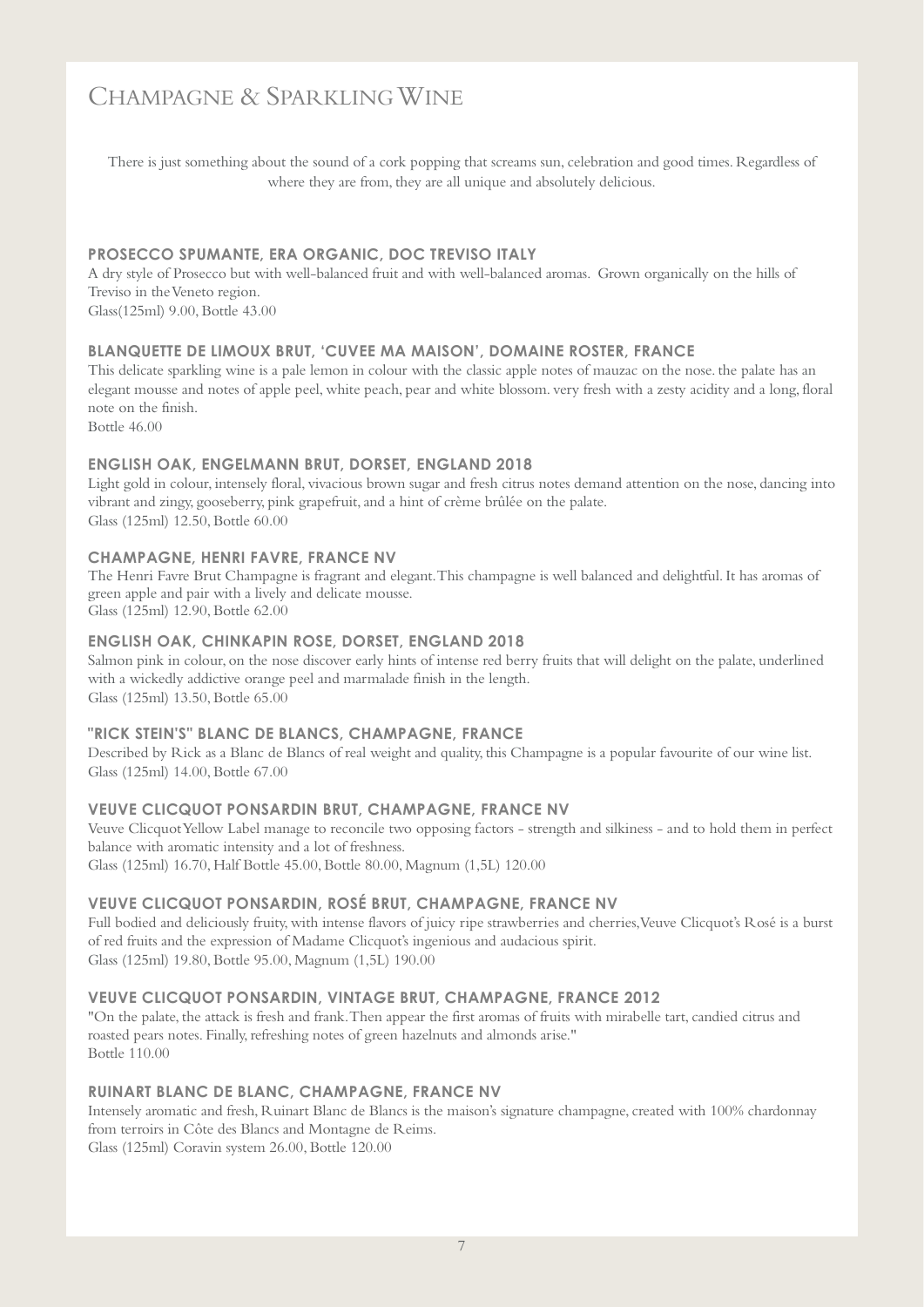# Champagne & Sparkling Wine

There is just something about the sound of a cork popping that screams sun, celebration and good times. Regardless of where they are from, they are all unique and absolutely delicious.

### PROSECCO SPUMANTE, ERA ORGANIC, DOC TREVISO ITALY

A dry style of Prosecco but with well-balanced fruit and with well-balanced aromas. Grown organically on the hills of Treviso in the Veneto region.
Glass(125ml) 9.00, Bottle 43.00

### BLANQUETTE DE LIMOUX BRUT, 'CUVEE MA MAISON', DOMAINE ROSTER, FRANCE

This delicate sparkling wine is a pale lemon in colour with the classic apple notes of mauzac on the nose. the palate has an elegant mousse and notes of apple peel, white peach, pear and white blossom. very fresh with a zesty acidity and a long, floral note on the finish.
Bottle 46.00

### ENGLISH OAK, ENGELMANN BRUT, DORSET, ENGLAND 2018

Light gold in colour, intensely floral, vivacious brown sugar and fresh citrus notes demand attention on the nose, dancing into vibrant and zingy, gooseberry, pink grapefruit, and a hint of crème brûlée on the palate.
Glass (125ml) 12.50, Bottle 60.00

### CHAMPAGNE, HENRI FAVRE, FRANCE NV

The Henri Favre Brut Champagne is fragrant and elegant. This champagne is well balanced and delightful. It has aromas of green apple and pair with a lively and delicate mousse.
Glass (125ml) 12.90, Bottle 62.00

### ENGLISH OAK, CHINKAPIN ROSE, DORSET, ENGLAND 2018

Salmon pink in colour, on the nose discover early hints of intense red berry fruits that will delight on the palate, underlined with a wickedly addictive orange peel and marmalade finish in the length.
Glass (125ml) 13.50, Bottle 65.00

### "RICK STEIN'S" BLANC DE BLANCS, CHAMPAGNE, FRANCE

Described by Rick as a Blanc de Blancs of real weight and quality, this Champagne is a popular favourite of our wine list.
Glass (125ml) 14.00, Bottle 67.00

### VEUVE CLICQUOT PONSARDIN BRUT, CHAMPAGNE, FRANCE NV

Veuve Clicquot Yellow Label manage to reconcile two opposing factors - strength and silkiness - and to hold them in perfect balance with aromatic intensity and a lot of freshness.
Glass (125ml) 16.70, Half Bottle 45.00, Bottle 80.00, Magnum (1,5L) 120.00

### VEUVE CLICQUOT PONSARDIN, ROSÉ BRUT, CHAMPAGNE, FRANCE NV

Full bodied and deliciously fruity, with intense flavors of juicy ripe strawberries and cherries, Veuve Clicquot's Rosé is a burst of red fruits and the expression of Madame Clicquot's ingenious and audacious spirit.
Glass (125ml) 19.80, Bottle 95.00, Magnum (1,5L) 190.00

### VEUVE CLICQUOT PONSARDIN, VINTAGE BRUT, CHAMPAGNE, FRANCE 2012

"On the palate, the attack is fresh and frank. Then appear the first aromas of fruits with mirabelle tart, candied citrus and roasted pears notes. Finally, refreshing notes of green hazelnuts and almonds arise."
Bottle 110.00

### RUINART BLANC DE BLANC, CHAMPAGNE, FRANCE NV

Intensely aromatic and fresh, Ruinart Blanc de Blancs is the maison's signature champagne, created with 100% chardonnay from terroirs in Côte des Blancs and Montagne de Reims.
Glass (125ml) Coravin system 26.00, Bottle 120.00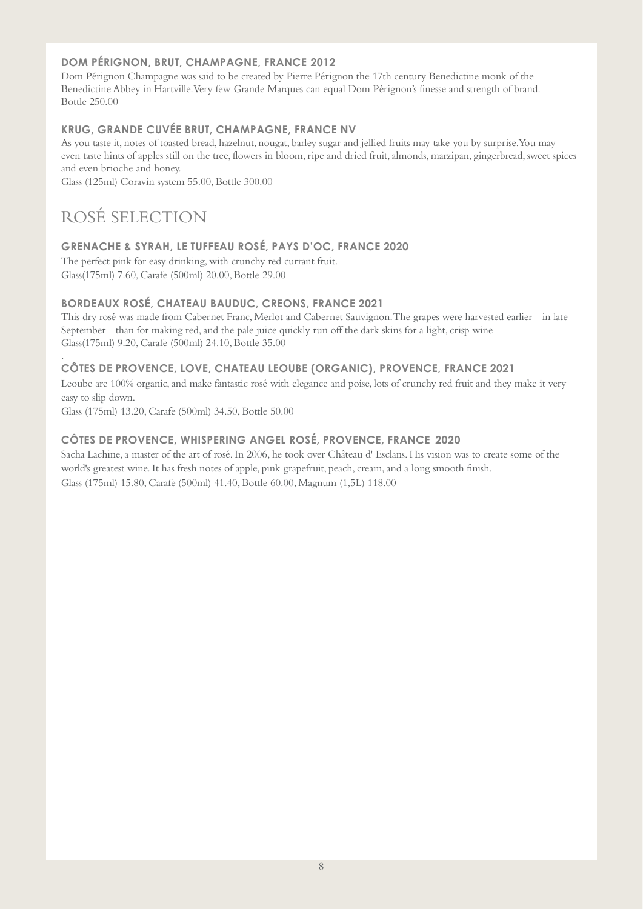### DOM PÉRIGNON, BRUT, CHAMPAGNE, FRANCE 2012

Dom Pérignon Champagne was said to be created by Pierre Pérignon the 17th century Benedictine monk of the Benedictine Abbey in Hartville. Very few Grande Marques can equal Dom Pérignon's finesse and strength of brand.
Bottle 250.00

### KRUG, GRANDE CUVÉE BRUT, CHAMPAGNE, FRANCE NV

As you taste it, notes of toasted bread, hazelnut, nougat, barley sugar and jellied fruits may take you by surprise. You may even taste hints of apples still on the tree, flowers in bloom, ripe and dried fruit, almonds, marzipan, gingerbread, sweet spices and even brioche and honey.
Glass (125ml) Coravin system 55.00, Bottle 300.00

# ROSÉ SELECTION

### GRENACHE & SYRAH, LE TUFFEAU ROSÉ, PAYS D'OC, FRANCE 2020

The perfect pink for easy drinking, with crunchy red currant fruit.
Glass(175ml) 7.60, Carafe (500ml) 20.00, Bottle 29.00

### BORDEAUX ROSÉ, CHATEAU BAUDUC, CREONS, FRANCE 2021

This dry rosé was made from Cabernet Franc, Merlot and Cabernet Sauvignon. The grapes were harvested earlier - in late September - than for making red, and the pale juice quickly run off the dark skins for a light, crisp wine
Glass(175ml) 9.20, Carafe (500ml) 24.10, Bottle 35.00

### CÔTES DE PROVENCE, LOVE, CHATEAU LEOUBE (ORGANIC), PROVENCE, FRANCE 2021

Leoube are 100% organic, and make fantastic rosé with elegance and poise, lots of crunchy red fruit and they make it very easy to slip down.
Glass (175ml) 13.20, Carafe (500ml) 34.50, Bottle 50.00

### CÔTES DE PROVENCE, WHISPERING ANGEL ROSÉ, PROVENCE, FRANCE 2020

Sacha Lachine, a master of the art of rosé. In 2006, he took over Château d' Esclans. His vision was to create some of the world's greatest wine. It has fresh notes of apple, pink grapefruit, peach, cream, and a long smooth finish.
Glass (175ml) 15.80, Carafe (500ml) 41.40, Bottle 60.00, Magnum (1,5L) 118.00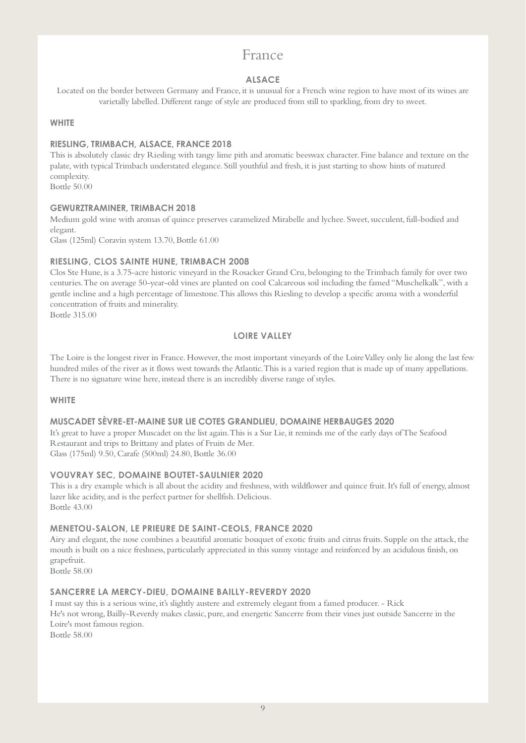# France

## ALSACE

Located on the border between Germany and France, it is unusual for a French wine region to have most of its wines are varietally labelled. Different range of style are produced from still to sparkling, from dry to sweet.

### WHITE

#### RIESLING, TRIMBACH, ALSACE, FRANCE 2018

This is absolutely classic dry Riesling with tangy lime pith and aromatic beeswax character. Fine balance and texture on the palate, with typical Trimbach understated elegance. Still youthful and fresh, it is just starting to show hints of matured complexity.
Bottle 50.00

#### GEWURZTRAMINER, TRIMBACH 2018

Medium gold wine with aromas of quince preserves caramelized Mirabelle and lychee. Sweet, succulent, full-bodied and elegant.
Glass (125ml) Coravin system 13.70, Bottle 61.00

#### RIESLING, CLOS SAINTE HUNE, TRIMBACH 2008

Clos Ste Hune, is a 3.75-acre historic vineyard in the Rosacker Grand Cru, belonging to the Trimbach family for over two centuries. The on average 50-year-old vines are planted on cool Calcareous soil including the famed "Muschelkalk", with a gentle incline and a high percentage of limestone. This allows this Riesling to develop a specific aroma with a wonderful concentration of fruits and minerality.
Bottle 315.00

## LOIRE VALLEY

The Loire is the longest river in France. However, the most important vineyards of the Loire Valley only lie along the last few hundred miles of the river as it flows west towards the Atlantic. This is a varied region that is made up of many appellations. There is no signature wine here, instead there is an incredibly diverse range of styles.

### WHITE

#### MUSCADET SÈVRE-ET-MAINE SUR LIE COTES GRANDLIEU, DOMAINE HERBAUGES 2020

It's great to have a proper Muscadet on the list again. This is a Sur Lie, it reminds me of the early days of The Seafood Restaurant and trips to Brittany and plates of Fruits de Mer.
Glass (175ml) 9.50, Carafe (500ml) 24.80, Bottle 36.00

#### VOUVRAY SEC, DOMAINE BOUTET-SAULNIER 2020

This is a dry example which is all about the acidity and freshness, with wildflower and quince fruit. It's full of energy, almost lazer like acidity, and is the perfect partner for shellfish. Delicious.
Bottle 43.00

#### MENETOU-SALON, LE PRIEURE DE SAINT-CEOLS, FRANCE 2020

Airy and elegant, the nose combines a beautiful aromatic bouquet of exotic fruits and citrus fruits. Supple on the attack, the mouth is built on a nice freshness, particularly appreciated in this sunny vintage and reinforced by an acidulous finish, on grapefruit.
Bottle 58.00

#### SANCERRE LA MERCY-DIEU, DOMAINE BAILLY-REVERDY 2020

I must say this is a serious wine, it's slightly austere and extremely elegant from a famed producer. - Rick
He's not wrong, Bailly-Reverdy makes classic, pure, and energetic Sancerre from their vines just outside Sancerre in the Loire's most famous region.
Bottle 58.00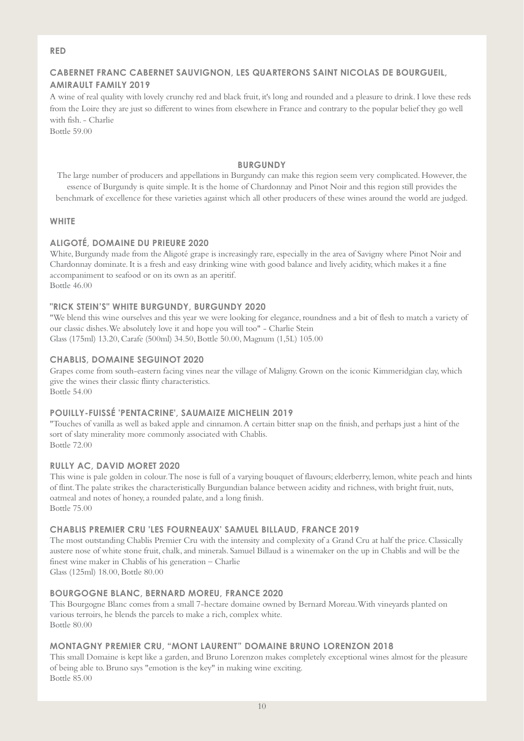### RED

#### CABERNET FRANC CABERNET SAUVIGNON, LES QUARTERONS SAINT NICOLAS DE BOURGUEIL, AMIRAULT FAMILY 2019

A wine of real quality with lovely crunchy red and black fruit, it's long and rounded and a pleasure to drink. I love these reds from the Loire they are just so different to wines from elsewhere in France and contrary to the popular belief they go well with fish. - Charlie

Bottle 59.00

## BURGUNDY

The large number of producers and appellations in Burgundy can make this region seem very complicated. However, the essence of Burgundy is quite simple. It is the home of Chardonnay and Pinot Noir and this region still provides the benchmark of excellence for these varieties against which all other producers of these wines around the world are judged.

### WHITE

#### ALIGOTÉ, DOMAINE DU PRIEURE 2020

White, Burgundy made from the Aligoté grape is increasingly rare, especially in the area of Savigny where Pinot Noir and Chardonnay dominate. It is a fresh and easy drinking wine with good balance and lively acidity, which makes it a fine accompaniment to seafood or on its own as an aperitif.

Bottle 46.00

#### "RICK STEIN'S" WHITE BURGUNDY, BURGUNDY 2020

"We blend this wine ourselves and this year we were looking for elegance, roundness and a bit of flesh to match a variety of our classic dishes. We absolutely love it and hope you will too" - Charlie Stein

Glass (175ml) 13.20, Carafe (500ml) 34.50, Bottle 50.00, Magnum (1,5L) 105.00

#### CHABLIS, DOMAINE SEGUINOT 2020

Grapes come from south-eastern facing vines near the village of Maligny. Grown on the iconic Kimmeridgian clay, which give the wines their classic flinty characteristics.

Bottle 54.00

#### POUILLY-FUISSÉ 'PENTACRINE', SAUMAIZE MICHELIN 2019

"Touches of vanilla as well as baked apple and cinnamon. A certain bitter snap on the finish, and perhaps just a hint of the sort of slaty minerality more commonly associated with Chablis.

Bottle 72.00

#### RULLY AC, DAVID MORET 2020

This wine is pale golden in colour. The nose is full of a varying bouquet of flavours; elderberry, lemon, white peach and hints of flint. The palate strikes the characteristically Burgundian balance between acidity and richness, with bright fruit, nuts, oatmeal and notes of honey, a rounded palate, and a long finish.

Bottle 75.00

#### CHABLIS PREMIER CRU 'LES FOURNEAUX' SAMUEL BILLAUD, FRANCE 2019

The most outstanding Chablis Premier Cru with the intensity and complexity of a Grand Cru at half the price. Classically austere nose of white stone fruit, chalk, and minerals. Samuel Billaud is a winemaker on the up in Chablis and will be the finest wine maker in Chablis of his generation – Charlie

Glass (125ml) 18.00, Bottle 80.00

#### BOURGOGNE BLANC, BERNARD MOREU, FRANCE 2020

This Bourgogne Blanc comes from a small 7-hectare domaine owned by Bernard Moreau. With vineyards planted on various terroirs, he blends the parcels to make a rich, complex white.

Bottle 80.00

#### MONTAGNY PREMIER CRU, "MONT LAURENT" DOMAINE BRUNO LORENZON 2018

This small Domaine is kept like a garden, and Bruno Lorenzon makes completely exceptional wines almost for the pleasure of being able to. Bruno says "emotion is the key" in making wine exciting.

Bottle 85.00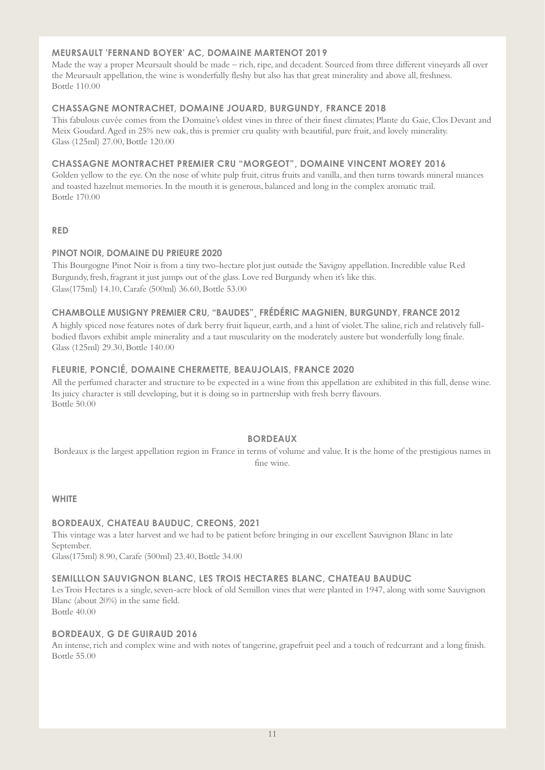### MEURSAULT 'FERNAND BOYER' AC, DOMAINE MARTENOT 2019

Made the way a proper Meursault should be made – rich, ripe, and decadent. Sourced from three different vineyards all over the Meursault appellation, the wine is wonderfully fleshy but also has that great minerality and above all, freshness.
Bottle 110.00

### CHASSAGNE MONTRACHET, DOMAINE JOUARD, BURGUNDY, FRANCE 2018

This fabulous cuvée comes from the Domaine's oldest vines in three of their finest climates; Plante du Gaie, Clos Devant and Meix Goudard. Aged in 25% new oak, this is premier cru quality with beautiful, pure fruit, and lovely minerality.
Glass (125ml) 27.00, Bottle 120.00

### CHASSAGNE MONTRACHET PREMIER CRU "MORGEOT", DOMAINE VINCENT MOREY 2016

Golden yellow to the eye. On the nose of white pulp fruit, citrus fruits and vanilla, and then turns towards mineral nuances and toasted hazelnut memories. In the mouth it is generous, balanced and long in the complex aromatic trail.
Bottle 170.00

## RED

### PINOT NOIR, DOMAINE DU PRIEURE 2020

This Bourgogne Pinot Noir is from a tiny two-hectare plot just outside the Savigny appellation. Incredible value Red Burgundy, fresh, fragrant it just jumps out of the glass. Love red Burgundy when it's like this.
Glass(175ml) 14.10, Carafe (500ml) 36.60, Bottle 53.00

### CHAMBOLLE MUSIGNY PREMIER CRU, "BAUDES"¸ FRÉDÉRIC MAGNIEN, BURGUNDY, FRANCE 2012

A highly spiced nose features notes of dark berry fruit liqueur, earth, and a hint of violet. The saline, rich and relatively full-bodied flavors exhibit ample minerality and a taut muscularity on the moderately austere but wonderfully long finale.
Glass (125ml) 29.30, Bottle 140.00

### FLEURIE, PONCIÉ, DOMAINE CHERMETTE, BEAUJOLAIS, FRANCE 2020

All the perfumed character and structure to be expected in a wine from this appellation are exhibited in this full, dense wine. Its juicy character is still developing, but it is doing so in partnership with fresh berry flavours.
Bottle 50.00

# BORDEAUX

Bordeaux is the largest appellation region in France in terms of volume and value. It is the home of the prestigious names in fine wine.

## WHITE

### BORDEAUX, CHATEAU BAUDUC, CREONS, 2021

This vintage was a later harvest and we had to be patient before bringing in our excellent Sauvignon Blanc in late September.
Glass(175ml) 8.90, Carafe (500ml) 23.40, Bottle 34.00

### SEMILLLON SAUVIGNON BLANC, LES TROIS HECTARES BLANC, CHATEAU BAUDUC

Les Trois Hectares is a single, seven-acre block of old Semillon vines that were planted in 1947, along with some Sauvignon Blanc (about 20%) in the same field.
Bottle 40.00

### BORDEAUX, G DE GUIRAUD 2016

An intense, rich and complex wine and with notes of tangerine, grapefruit peel and a touch of redcurrant and a long finish.
Bottle 55.00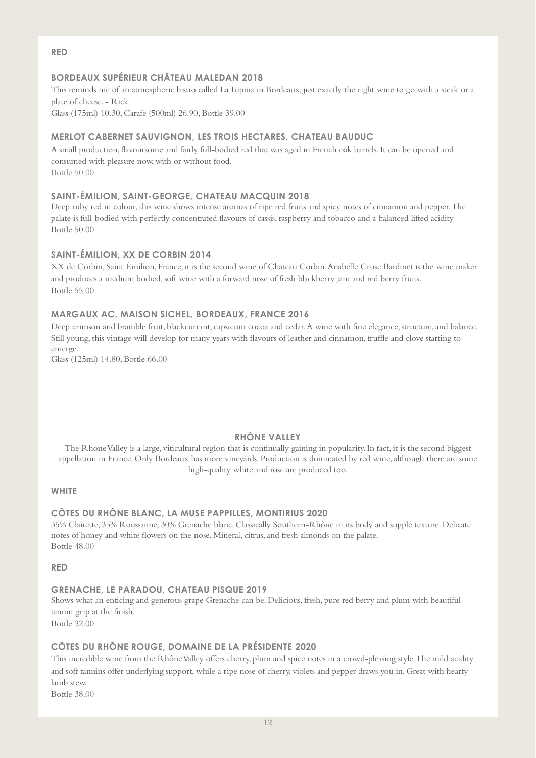### RED

#### BORDEAUX SUPÉRIEUR CHÂTEAU MALEDAN 2018

This reminds me of an atmospheric bistro called La Tupina in Bordeaux; just exactly the right wine to go with a steak or a plate of cheese. - Rick

Glass (175ml) 10.30, Carafe (500ml) 26.90, Bottle 39.00

#### MERLOT CABERNET SAUVIGNON, LES TROIS HECTARES, CHATEAU BAUDUC

A small production, flavoursome and fairly full-bodied red that was aged in French oak barrels. It can be opened and consumed with pleasure now, with or without food.

Bottle 50.00

#### SAINT-ÉMILION, SAINT-GEORGE, CHATEAU MACQUIN 2018

Deep ruby red in colour, this wine shows intense aromas of ripe red fruits and spicy notes of cinnamon and pepper. The palate is full-bodied with perfectly concentrated flavours of cassis, raspberry and tobacco and a balanced lifted acidity

Bottle 50.00

#### SAINT-ÉMILION, XX DE CORBIN 2014

XX de Corbin, Saint Émilion, France, it is the second wine of Chateau Corbin. Anabelle Cruse Bardinet is the wine maker and produces a medium bodied, soft wine with a forward nose of fresh blackberry jam and red berry fruits.

Bottle 55.00

#### MARGAUX AC, MAISON SICHEL, BORDEAUX, FRANCE 2016

Deep crimson and bramble fruit, blackcurrant, capsicum cocoa and cedar. A wine with fine elegance, structure, and balance. Still young, this vintage will develop for many years with flavours of leather and cinnamon, truffle and clove starting to emerge.

Glass (125ml) 14.80, Bottle 66.00

## RHÔNE VALLEY

The Rhone Valley is a large, viticultural region that is continually gaining in popularity. In fact, it is the second biggest appellation in France. Only Bordeaux has more vineyards. Production is dominated by red wine, although there are some high-quality white and rose are produced too.

### WHITE

#### CÔTES DU RHÔNE BLANC, LA MUSE PAPPILLES, MONTIRIUS 2020

35% Clairette, 35% Roussanne, 30% Grenache blanc. Classically Southern-Rhône in its body and supple texture. Delicate notes of honey and white flowers on the nose. Mineral, citrus, and fresh almonds on the palate.

Bottle 48.00

### RED

#### GRENACHE, LE PARADOU, CHATEAU PISQUE 2019

Shows what an enticing and generous grape Grenache can be. Delicious, fresh, pure red berry and plum with beautiful tannin grip at the finish.

Bottle 32.00

#### CÔTES DU RHÔNE ROUGE, DOMAINE DE LA PRÉSIDENTE 2020

This incredible wine from the Rhône Valley offers cherry, plum and spice notes in a crowd-pleasing style. The mild acidity and soft tannins offer underlying support, while a ripe nose of cherry, violets and pepper draws you in. Great with hearty lamb stew.

Bottle 38.00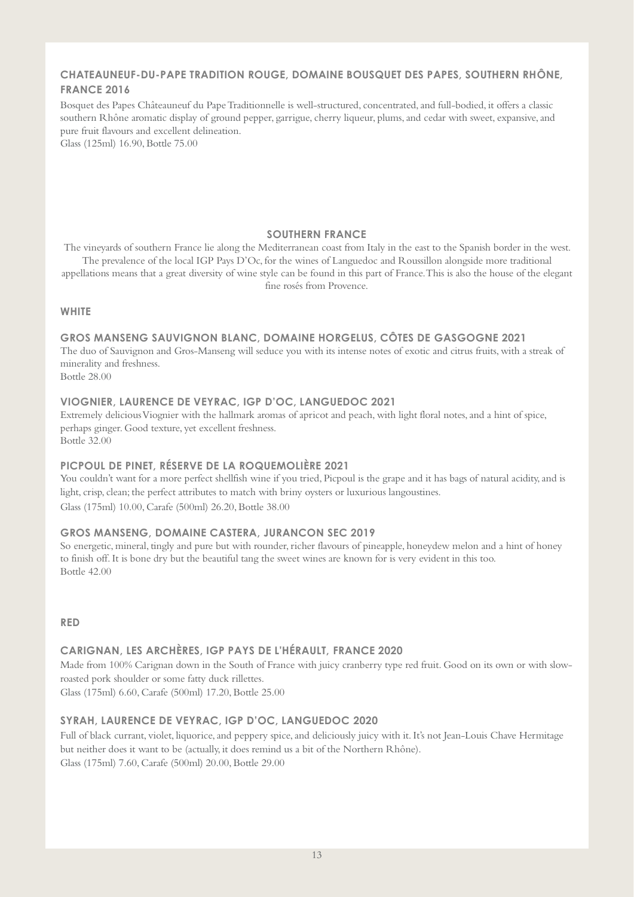### CHATEAUNEUF-DU-PAPE TRADITION ROUGE, DOMAINE BOUSQUET DES PAPES, SOUTHERN RHÔNE, FRANCE 2016

Bosquet des Papes Châteauneuf du Pape Traditionnelle is well-structured, concentrated, and full-bodied, it offers a classic southern Rhône aromatic display of ground pepper, garrigue, cherry liqueur, plums, and cedar with sweet, expansive, and pure fruit flavours and excellent delineation.
Glass (125ml) 16.90, Bottle 75.00

## SOUTHERN FRANCE

The vineyards of southern France lie along the Mediterranean coast from Italy in the east to the Spanish border in the west. The prevalence of the local IGP Pays D'Oc, for the wines of Languedoc and Roussillon alongside more traditional appellations means that a great diversity of wine style can be found in this part of France. This is also the house of the elegant fine rosés from Provence.

## WHITE

### GROS MANSENG SAUVIGNON BLANC, DOMAINE HORGELUS, CÔTES DE GASGOGNE 2021

The duo of Sauvignon and Gros-Manseng will seduce you with its intense notes of exotic and citrus fruits, with a streak of minerality and freshness.
Bottle 28.00

### VIOGNIER, LAURENCE DE VEYRAC, IGP D'OC, LANGUEDOC 2021

Extremely delicious Viognier with the hallmark aromas of apricot and peach, with light floral notes, and a hint of spice, perhaps ginger. Good texture, yet excellent freshness.
Bottle 32.00

### PICPOUL DE PINET, RÉSERVE DE LA ROQUEMOLIÈRE 2021

You couldn't want for a more perfect shellfish wine if you tried, Picpoul is the grape and it has bags of natural acidity, and is light, crisp, clean; the perfect attributes to match with briny oysters or luxurious langoustines.
Glass (175ml) 10.00, Carafe (500ml) 26.20, Bottle 38.00

### GROS MANSENG, DOMAINE CASTERA, JURANCON SEC 2019

So energetic, mineral, tingly and pure but with rounder, richer flavours of pineapple, honeydew melon and a hint of honey to finish off. It is bone dry but the beautiful tang the sweet wines are known for is very evident in this too.
Bottle 42.00

## RED

### CARIGNAN, LES ARCHÈRES, IGP PAYS DE L'HÉRAULT, FRANCE 2020

Made from 100% Carignan down in the South of France with juicy cranberry type red fruit. Good on its own or with slow-roasted pork shoulder or some fatty duck rillettes.
Glass (175ml) 6.60, Carafe (500ml) 17.20, Bottle 25.00

### SYRAH, LAURENCE DE VEYRAC, IGP D'OC, LANGUEDOC 2020

Full of black currant, violet, liquorice, and peppery spice, and deliciously juicy with it. It's not Jean-Louis Chave Hermitage but neither does it want to be (actually, it does remind us a bit of the Northern Rhône).
Glass (175ml) 7.60, Carafe (500ml) 20.00, Bottle 29.00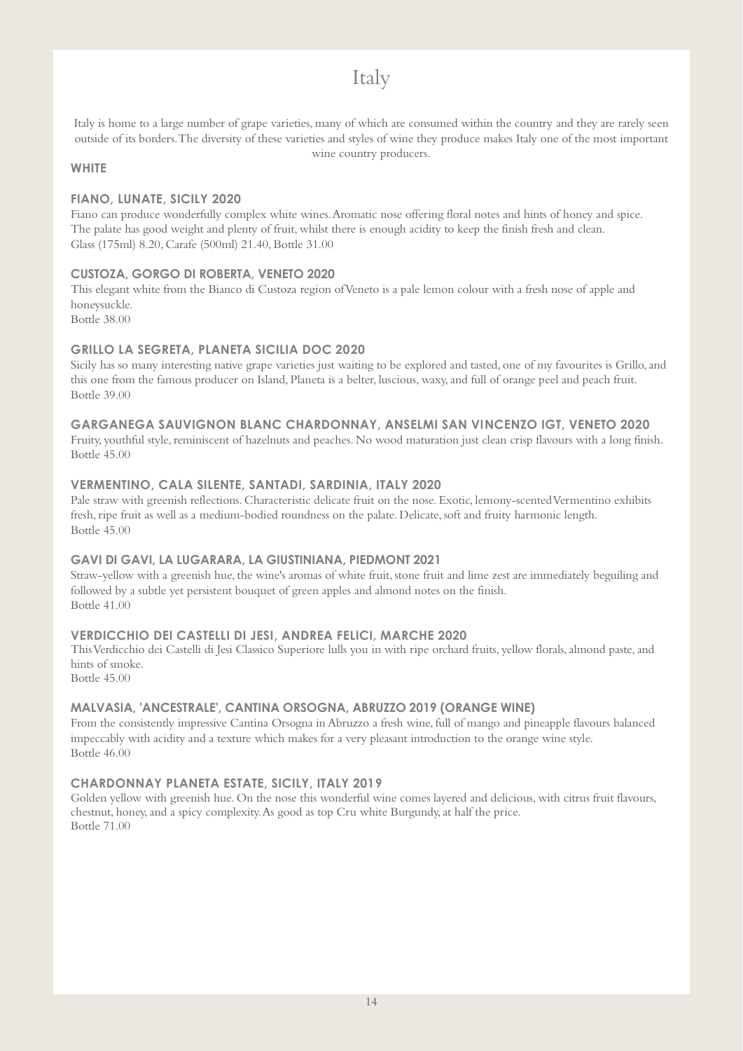# Italy

Italy is home to a large number of grape varieties, many of which are consumed within the country and they are rarely seen outside of its borders. The diversity of these varieties and styles of wine they produce makes Italy one of the most important wine country producers.

## WHITE

### FIANO, LUNATE, SICILY 2020

Fiano can produce wonderfully complex white wines. Aromatic nose offering floral notes and hints of honey and spice. The palate has good weight and plenty of fruit, whilst there is enough acidity to keep the finish fresh and clean.
Glass (175ml) 8.20, Carafe (500ml) 21.40, Bottle 31.00

### CUSTOZA, GORGO DI ROBERTA, VENETO 2020

This elegant white from the Bianco di Custoza region of Veneto is a pale lemon colour with a fresh nose of apple and honeysuckle.
Bottle 38.00

### GRILLO LA SEGRETA, PLANETA SICILIA DOC 2020

Sicily has so many interesting native grape varieties just waiting to be explored and tasted, one of my favourites is Grillo, and this one from the famous producer on Island, Planeta is a belter, luscious, waxy, and full of orange peel and peach fruit.
Bottle 39.00

### GARGANEGA SAUVIGNON BLANC CHARDONNAY, ANSELMI SAN VINCENZO IGT, VENETO 2020

Fruity, youthful style, reminiscent of hazelnuts and peaches. No wood maturation just clean crisp flavours with a long finish.
Bottle 45.00

### VERMENTINO, CALA SILENTE, SANTADI, SARDINIA, ITALY 2020

Pale straw with greenish reflections. Characteristic delicate fruit on the nose. Exotic, lemony-scented Vermentino exhibits fresh, ripe fruit as well as a medium-bodied roundness on the palate. Delicate, soft and fruity harmonic length.
Bottle 45.00

### GAVI DI GAVI, LA LUGARARA, LA GIUSTINIANA, PIEDMONT 2021

Straw-yellow with a greenish hue, the wine's aromas of white fruit, stone fruit and lime zest are immediately beguiling and followed by a subtle yet persistent bouquet of green apples and almond notes on the finish.
Bottle 41.00

### VERDICCHIO DEI CASTELLI DI JESI, ANDREA FELICI, MARCHE 2020

This Verdicchio dei Castelli di Jesi Classico Superiore lulls you in with ripe orchard fruits, yellow florals, almond paste, and hints of smoke.
Bottle 45.00

### MALVASIA, 'ANCESTRALE', CANTINA ORSOGNA, ABRUZZO 2019 (ORANGE WINE)

From the consistently impressive Cantina Orsogna in Abruzzo a fresh wine, full of mango and pineapple flavours balanced impeccably with acidity and a texture which makes for a very pleasant introduction to the orange wine style.
Bottle 46.00

### CHARDONNAY PLANETA ESTATE, SICILY, ITALY 2019

Golden yellow with greenish hue. On the nose this wonderful wine comes layered and delicious, with citrus fruit flavours, chestnut, honey, and a spicy complexity. As good as top Cru white Burgundy, at half the price.
Bottle 71.00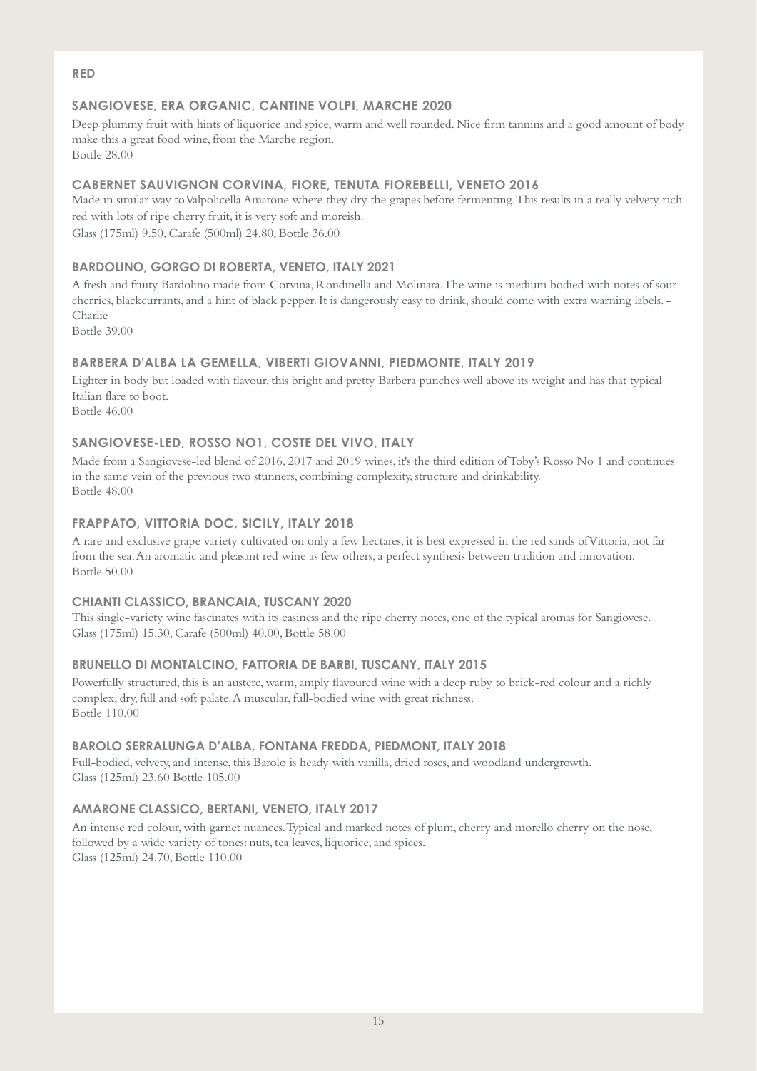## RED

### SANGIOVESE, ERA ORGANIC, CANTINE VOLPI, MARCHE 2020

Deep plummy fruit with hints of liquorice and spice, warm and well rounded. Nice firm tannins and a good amount of body make this a great food wine, from the Marche region.
Bottle 28.00

### CABERNET SAUVIGNON CORVINA, FIORE, TENUTA FIOREBELLI, VENETO 2016

Made in similar way to Valpolicella Amarone where they dry the grapes before fermenting. This results in a really velvety rich red with lots of ripe cherry fruit, it is very soft and moreish.
Glass (175ml) 9.50, Carafe (500ml) 24.80, Bottle 36.00

### BARDOLINO, GORGO DI ROBERTA, VENETO, ITALY 2021

A fresh and fruity Bardolino made from Corvina, Rondinella and Molinara. The wine is medium bodied with notes of sour cherries, blackcurrants, and a hint of black pepper. It is dangerously easy to drink, should come with extra warning labels. - Charlie
Bottle 39.00

### BARBERA D'ALBA LA GEMELLA, VIBERTI GIOVANNI, PIEDMONTE, ITALY 2019

Lighter in body but loaded with flavour, this bright and pretty Barbera punches well above its weight and has that typical Italian flare to boot.
Bottle 46.00

### SANGIOVESE-LED, ROSSO NO1, COSTE DEL VIVO, ITALY

Made from a Sangiovese-led blend of 2016, 2017 and 2019 wines, it's the third edition of Toby's Rosso No 1 and continues in the same vein of the previous two stunners, combining complexity, structure and drinkability.
Bottle 48.00

### FRAPPATO, VITTORIA DOC, SICILY, ITALY 2018

A rare and exclusive grape variety cultivated on only a few hectares, it is best expressed in the red sands of Vittoria, not far from the sea. An aromatic and pleasant red wine as few others, a perfect synthesis between tradition and innovation.
Bottle 50.00

### CHIANTI CLASSICO, BRANCAIA, TUSCANY 2020

This single-variety wine fascinates with its easiness and the ripe cherry notes, one of the typical aromas for Sangiovese.
Glass (175ml) 15.30, Carafe (500ml) 40.00, Bottle 58.00

### BRUNELLO DI MONTALCINO, FATTORIA DE BARBI, TUSCANY, ITALY 2015

Powerfully structured, this is an austere, warm, amply flavoured wine with a deep ruby to brick-red colour and a richly complex, dry, full and soft palate. A muscular, full-bodied wine with great richness.
Bottle 110.00

### BAROLO SERRALUNGA D'ALBA, FONTANA FREDDA, PIEDMONT, ITALY 2018

Full-bodied, velvety, and intense, this Barolo is heady with vanilla, dried roses, and woodland undergrowth.
Glass (125ml) 23.60 Bottle 105.00

### AMARONE CLASSICO, BERTANI, VENETO, ITALY 2017

An intense red colour, with garnet nuances. Typical and marked notes of plum, cherry and morello cherry on the nose, followed by a wide variety of tones: nuts, tea leaves, liquorice, and spices.
Glass (125ml) 24.70, Bottle 110.00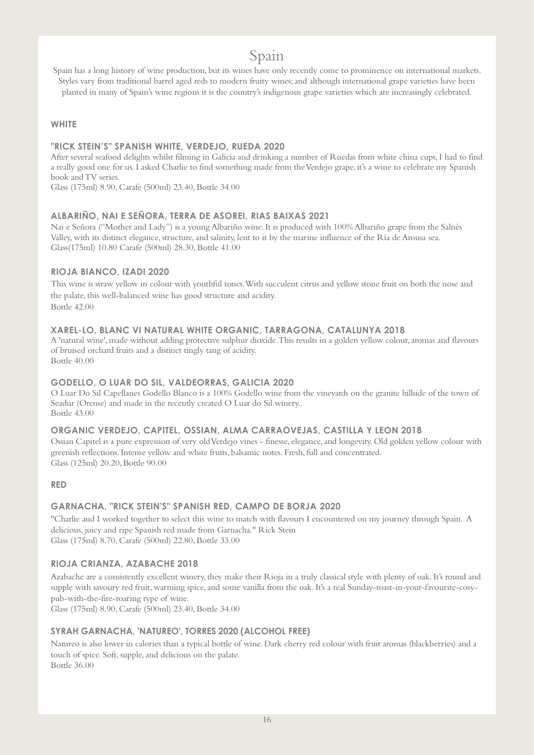# Spain

Spain has a long history of wine production, but its wines have only recently come to prominence on international markets. Styles vary from traditional barrel aged reds to modern fruity wines; and although international grape varieties have been planted in many of Spain's wine regions it is the country's indigenous grape varieties which are increasingly celebrated.

## WHITE

### "RICK STEIN'S" SPANISH WHITE, VERDEJO, RUEDA 2020

After several seafood delights whilst filming in Galicia and drinking a number of Ruedas from white china cups, I had to find a really good one for us. I asked Charlie to find something made from the Verdejo grape, it's a wine to celebrate my Spanish book and TV series.

Glass (175ml) 8.90, Carafe (500ml) 23.40, Bottle 34.00

### ALBARIÑO, NAI E SEÑORA, TERRA DE ASOREI, RIAS BAIXAS 2021

Nai e Señora ("Mother and Lady") is a young Albariño wine. It is produced with 100% Albariño grape from the Salnés Valley, with its distinct elegance, structure, and salinity, lent to it by the marine influence of the Ría de Arousa sea.

Glass(175ml) 10.80 Carafe (500ml) 28.30, Bottle 41.00

### RIOJA BIANCO, IZADI 2020

This wine is straw yellow in colour with youthful tones. With succulent citrus and yellow stone fruit on both the nose and the palate, this well-balanced wine has good structure and acidity.

Bottle 42.00

### XAREL-LO, BLANC VI NATURAL WHITE ORGANIC, TARRAGONA, CATALUNYA 2018

A 'natural wine', made without adding protective sulphur dioxide. This results in a golden yellow colour, aromas and flavours of bruised orchard fruits and a distinct tingly tang of acidity.

Bottle 40.00

### GODELLO, O LUAR DO SIL, VALDEORRAS, GALICIA 2020

O Luar Do Sil Capellanes Godello Blanco is a 100% Godello wine from the vineyards on the granite hillside of the town of Seadur (Orense) and made in the recently created O Luar do Sil winery..

Bottle 43.00

### ORGANIC VERDEJO, CAPITEL, OSSIAN, ALMA CARRAOVEJAS, CASTILLA Y LEON 2018

Ossian Capitel is a pure expression of very old Verdejo vines - finesse, elegance, and longevity. Old golden yellow colour with greenish reflections. Intense yellow and white fruits, balsamic notes. Fresh, full and concentrated.

Glass (125ml) 20.20, Bottle 90.00

## RED

### GARNACHA, "RICK STEIN'S" SPANISH RED, CAMPO DE BORJA 2020

"Charlie and I worked together to select this wine to match with flavours I encountered on my journey through Spain. A delicious, juicy and ripe Spanish red made from Garnacha." Rick Stein

Glass (175ml) 8.70, Carafe (500ml) 22.80, Bottle 33.00

### RIOJA CRIANZA, AZABACHE 2018

Azabache are a consistently excellent winery, they make their Rioja in a truly classical style with plenty of oak. It's round and supple with savoury red fruit, warming spice, and some vanilla from the oak. It's a real Sunday-roast-in-your-favourite-cosy-pub-with-the-fire-roaring type of wine.

Glass (175ml) 8.90, Carafe (500ml) 23.40, Bottle 34.00

### SYRAH GARNACHA, 'NATUREO', TORRES 2020 (ALCOHOL FREE)

Natureo is also lower in calories than a typical bottle of wine. Dark cherry red colour with fruit aromas (blackberries) and a touch of spice. Soft, supple, and delicious on the palate.

Bottle 36.00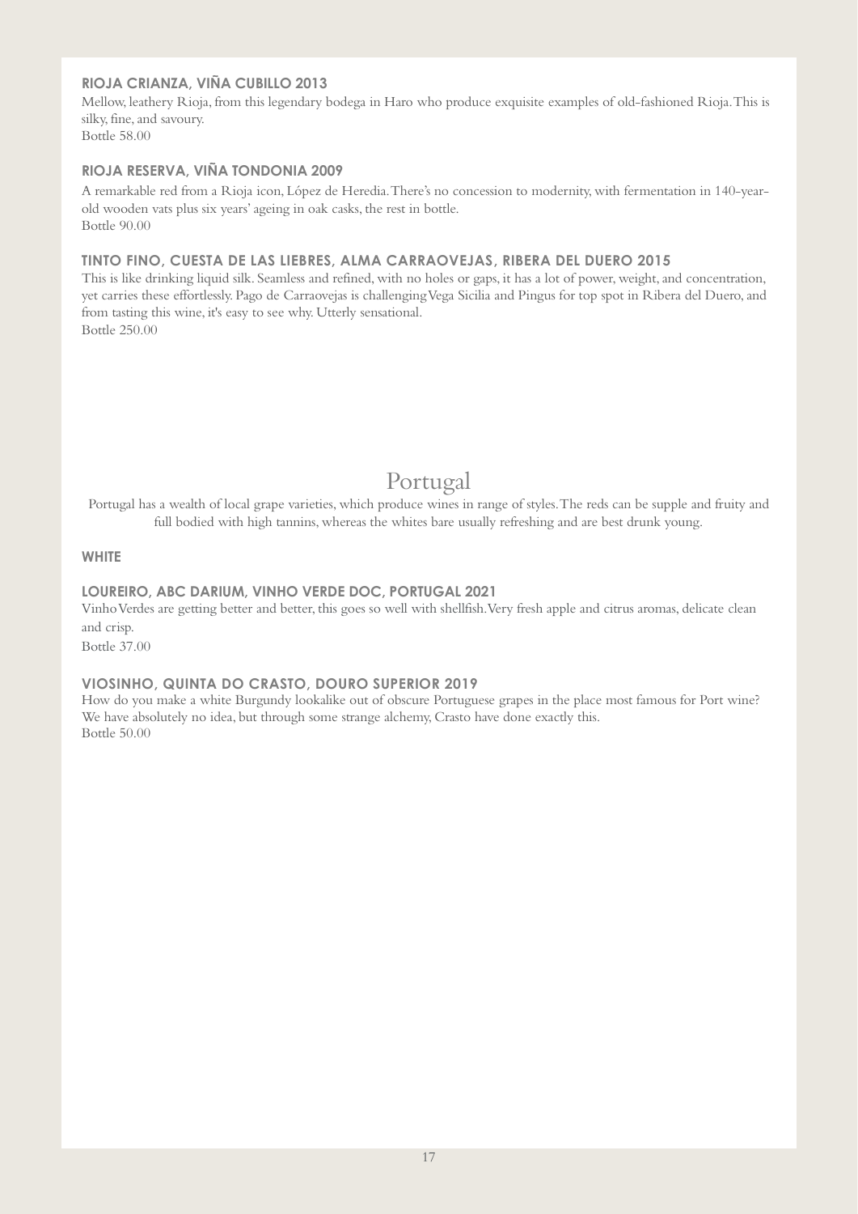### RIOJA CRIANZA, VIÑA CUBILLO 2013

Mellow, leathery Rioja, from this legendary bodega in Haro who produce exquisite examples of old-fashioned Rioja. This is silky, fine, and savoury.
Bottle 58.00

### RIOJA RESERVA, VIÑA TONDONIA 2009

A remarkable red from a Rioja icon, López de Heredia. There's no concession to modernity, with fermentation in 140-year-old wooden vats plus six years' ageing in oak casks, the rest in bottle.
Bottle 90.00

### TINTO FINO, CUESTA DE LAS LIEBRES, ALMA CARRAOVEJAS, RIBERA DEL DUERO 2015

This is like drinking liquid silk. Seamless and refined, with no holes or gaps, it has a lot of power, weight, and concentration, yet carries these effortlessly. Pago de Carraovejas is challenging Vega Sicilia and Pingus for top spot in Ribera del Duero, and from tasting this wine, it's easy to see why. Utterly sensational.
Bottle 250.00

# Portugal

Portugal has a wealth of local grape varieties, which produce wines in range of styles. The reds can be supple and fruity and full bodied with high tannins, whereas the whites bare usually refreshing and are best drunk young.

## WHITE

### LOUREIRO, ABC DARIUM, VINHO VERDE DOC, PORTUGAL 2021

Vinho Verdes are getting better and better, this goes so well with shellfish. Very fresh apple and citrus aromas, delicate clean and crisp.
Bottle 37.00

### VIOSINHO, QUINTA DO CRASTO, DOURO SUPERIOR 2019

How do you make a white Burgundy lookalike out of obscure Portuguese grapes in the place most famous for Port wine? We have absolutely no idea, but through some strange alchemy, Crasto have done exactly this.
Bottle 50.00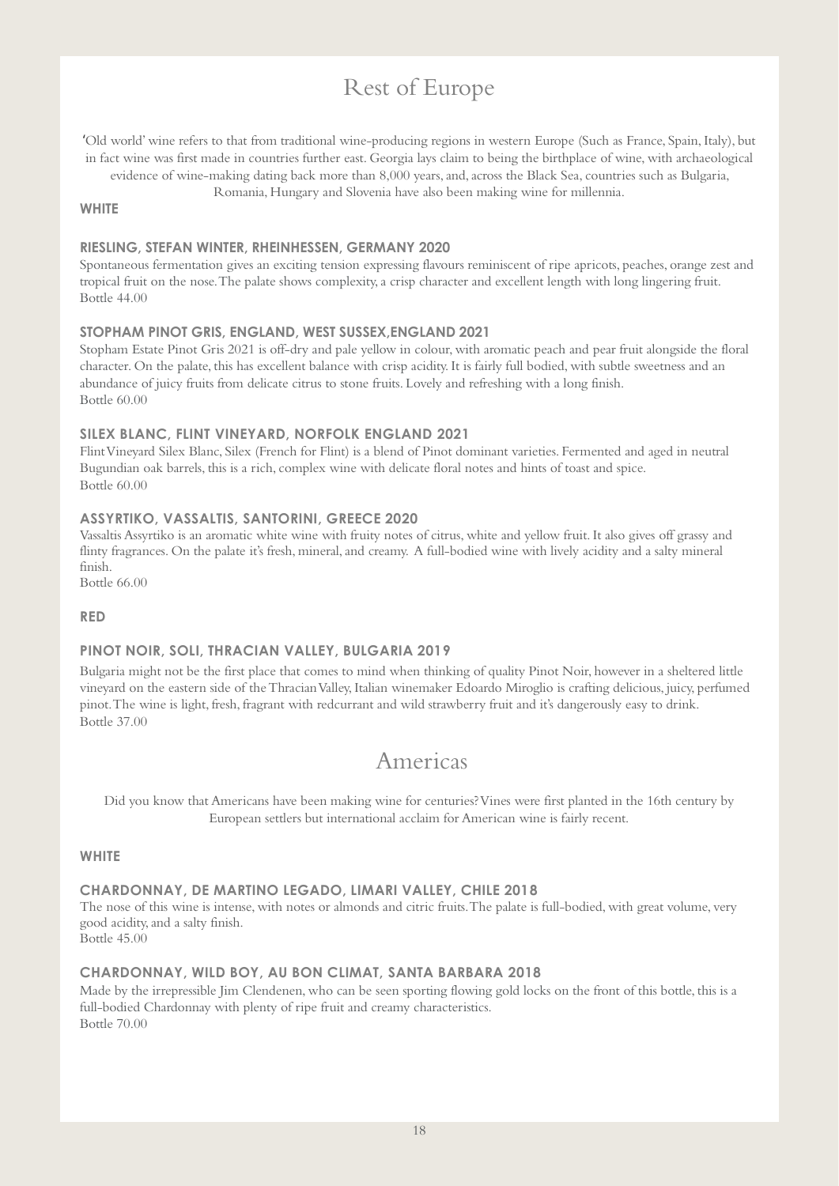# Rest of Europe

'Old world' wine refers to that from traditional wine-producing regions in western Europe (Such as France, Spain, Italy), but in fact wine was first made in countries further east. Georgia lays claim to being the birthplace of wine, with archaeological evidence of wine-making dating back more than 8,000 years, and, across the Black Sea, countries such as Bulgaria, Romania, Hungary and Slovenia have also been making wine for millennia.

## WHITE

### RIESLING, STEFAN WINTER, RHEINHESSEN, GERMANY 2020

Spontaneous fermentation gives an exciting tension expressing flavours reminiscent of ripe apricots, peaches, orange zest and tropical fruit on the nose. The palate shows complexity, a crisp character and excellent length with long lingering fruit.
Bottle 44.00

### STOPHAM PINOT GRIS, ENGLAND, WEST SUSSEX,ENGLAND 2021

Stopham Estate Pinot Gris 2021 is off-dry and pale yellow in colour, with aromatic peach and pear fruit alongside the floral character. On the palate, this has excellent balance with crisp acidity. It is fairly full bodied, with subtle sweetness and an abundance of juicy fruits from delicate citrus to stone fruits. Lovely and refreshing with a long finish.
Bottle 60.00

### SILEX BLANC, FLINT VINEYARD, NORFOLK ENGLAND 2021

Flint Vineyard Silex Blanc, Silex (French for Flint) is a blend of Pinot dominant varieties. Fermented and aged in neutral Bugundian oak barrels, this is a rich, complex wine with delicate floral notes and hints of toast and spice.
Bottle 60.00

### ASSYRTIKO, VASSALTIS, SANTORINI, GREECE 2020

Vassaltis Assyrtiko is an aromatic white wine with fruity notes of citrus, white and yellow fruit. It also gives off grassy and flinty fragrances. On the palate it's fresh, mineral, and creamy. A full-bodied wine with lively acidity and a salty mineral finish.
Bottle 66.00

## RED

### PINOT NOIR, SOLI, THRACIAN VALLEY, BULGARIA 2019

Bulgaria might not be the first place that comes to mind when thinking of quality Pinot Noir, however in a sheltered little vineyard on the eastern side of the Thracian Valley, Italian winemaker Edoardo Miroglio is crafting delicious, juicy, perfumed pinot. The wine is light, fresh, fragrant with redcurrant and wild strawberry fruit and it's dangerously easy to drink.
Bottle 37.00

# Americas

Did you know that Americans have been making wine for centuries? Vines were first planted in the 16th century by European settlers but international acclaim for American wine is fairly recent.

## WHITE

### CHARDONNAY, DE MARTINO LEGADO, LIMARI VALLEY, CHILE 2018

The nose of this wine is intense, with notes or almonds and citric fruits. The palate is full-bodied, with great volume, very good acidity, and a salty finish.
Bottle 45.00

### CHARDONNAY, WILD BOY, AU BON CLIMAT, SANTA BARBARA 2018

Made by the irrepressible Jim Clendenen, who can be seen sporting flowing gold locks on the front of this bottle, this is a full-bodied Chardonnay with plenty of ripe fruit and creamy characteristics.
Bottle 70.00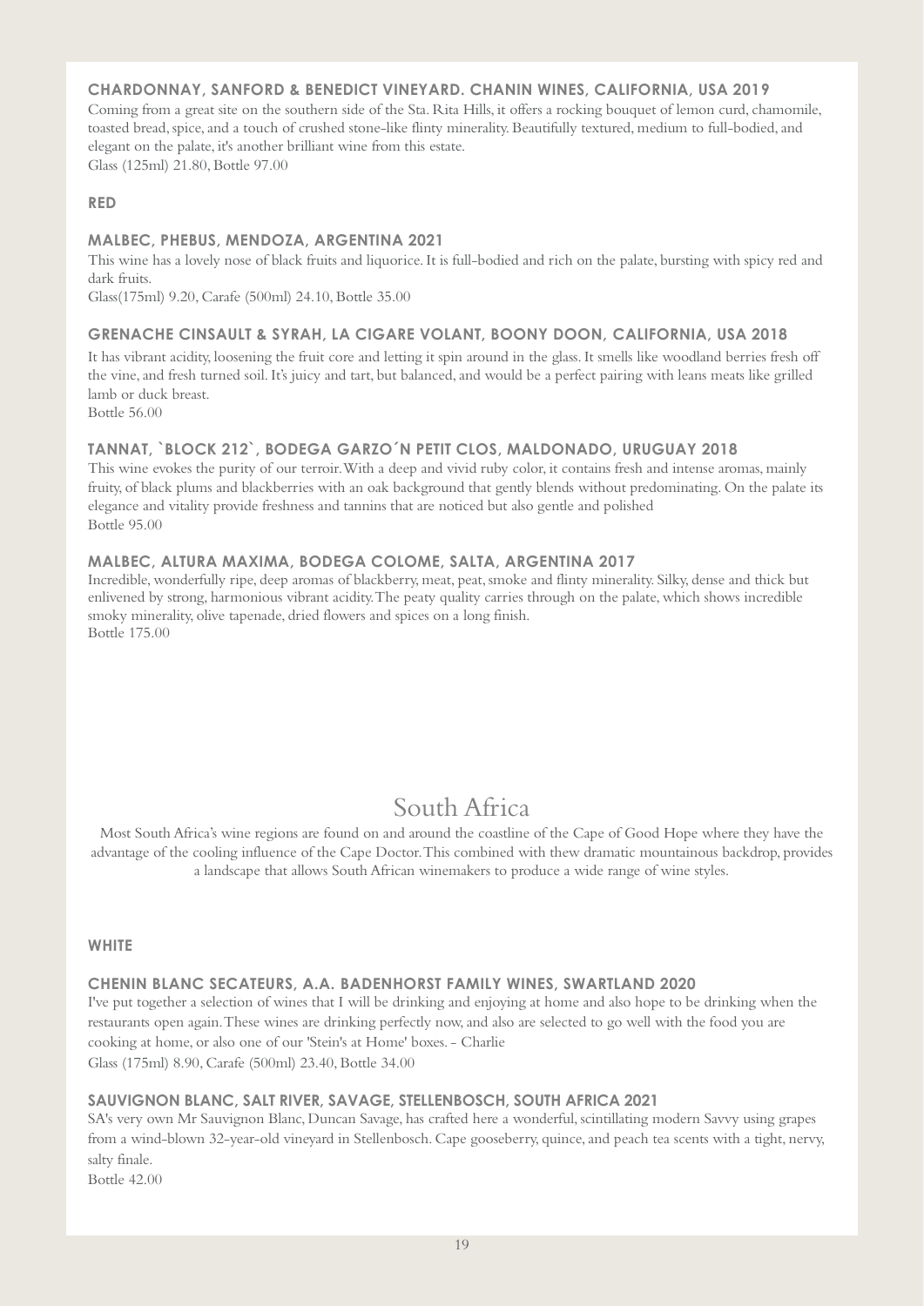### CHARDONNAY, SANFORD & BENEDICT VINEYARD. CHANIN WINES, CALIFORNIA, USA 2019

Coming from a great site on the southern side of the Sta. Rita Hills, it offers a rocking bouquet of lemon curd, chamomile, toasted bread, spice, and a touch of crushed stone-like flinty minerality. Beautifully textured, medium to full-bodied, and elegant on the palate, it's another brilliant wine from this estate.
Glass (125ml) 21.80, Bottle 97.00

#### RED

### MALBEC, PHEBUS, MENDOZA, ARGENTINA 2021

This wine has a lovely nose of black fruits and liquorice. It is full-bodied and rich on the palate, bursting with spicy red and dark fruits.
Glass(175ml) 9.20, Carafe (500ml) 24.10, Bottle 35.00

### GRENACHE CINSAULT & SYRAH, LA CIGARE VOLANT, BOONY DOON, CALIFORNIA, USA 2018

It has vibrant acidity, loosening the fruit core and letting it spin around in the glass. It smells like woodland berries fresh off the vine, and fresh turned soil. It's juicy and tart, but balanced, and would be a perfect pairing with leans meats like grilled lamb or duck breast.
Bottle 56.00

### TANNAT, `BLOCK 212`, BODEGA GARZO´N PETIT CLOS, MALDONADO, URUGUAY 2018

This wine evokes the purity of our terroir. With a deep and vivid ruby color, it contains fresh and intense aromas, mainly fruity, of black plums and blackberries with an oak background that gently blends without predominating. On the palate its elegance and vitality provide freshness and tannins that are noticed but also gentle and polished
Bottle 95.00

### MALBEC, ALTURA MAXIMA, BODEGA COLOME, SALTA, ARGENTINA 2017

Incredible, wonderfully ripe, deep aromas of blackberry, meat, peat, smoke and flinty minerality. Silky, dense and thick but enlivened by strong, harmonious vibrant acidity. The peaty quality carries through on the palate, which shows incredible smoky minerality, olive tapenade, dried flowers and spices on a long finish.
Bottle 175.00

## South Africa

Most South Africa's wine regions are found on and around the coastline of the Cape of Good Hope where they have the advantage of the cooling influence of the Cape Doctor. This combined with thew dramatic mountainous backdrop, provides a landscape that allows South African winemakers to produce a wide range of wine styles.

#### WHITE

### CHENIN BLANC SECATEURS, A.A. BADENHORST FAMILY WINES, SWARTLAND 2020

I've put together a selection of wines that I will be drinking and enjoying at home and also hope to be drinking when the restaurants open again. These wines are drinking perfectly now, and also are selected to go well with the food you are cooking at home, or also one of our 'Stein's at Home' boxes. - Charlie
Glass (175ml) 8.90, Carafe (500ml) 23.40, Bottle 34.00

### SAUVIGNON BLANC, SALT RIVER, SAVAGE, STELLENBOSCH, SOUTH AFRICA 2021

SA's very own Mr Sauvignon Blanc, Duncan Savage, has crafted here a wonderful, scintillating modern Savvy using grapes from a wind-blown 32-year-old vineyard in Stellenbosch. Cape gooseberry, quince, and peach tea scents with a tight, nervy, salty finale.
Bottle 42.00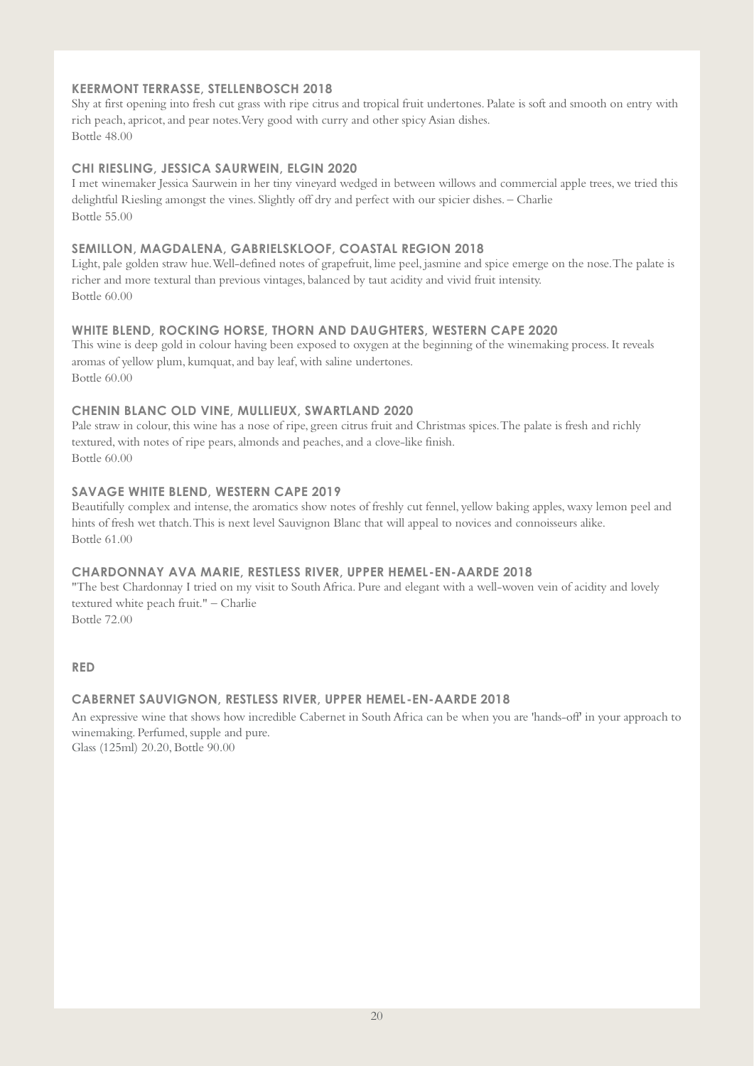### KEERMONT TERRASSE, STELLENBOSCH 2018

Shy at first opening into fresh cut grass with ripe citrus and tropical fruit undertones. Palate is soft and smooth on entry with rich peach, apricot, and pear notes. Very good with curry and other spicy Asian dishes.
Bottle 48.00

### CHI RIESLING, JESSICA SAURWEIN, ELGIN 2020

I met winemaker Jessica Saurwein in her tiny vineyard wedged in between willows and commercial apple trees, we tried this delightful Riesling amongst the vines. Slightly off dry and perfect with our spicier dishes. – Charlie
Bottle 55.00

### SEMILLON, MAGDALENA, GABRIELSKLOOF, COASTAL REGION 2018

Light, pale golden straw hue. Well-defined notes of grapefruit, lime peel, jasmine and spice emerge on the nose. The palate is richer and more textural than previous vintages, balanced by taut acidity and vivid fruit intensity.
Bottle 60.00

### WHITE BLEND, ROCKING HORSE, THORN AND DAUGHTERS, WESTERN CAPE 2020

This wine is deep gold in colour having been exposed to oxygen at the beginning of the winemaking process. It reveals aromas of yellow plum, kumquat, and bay leaf, with saline undertones.
Bottle 60.00

### CHENIN BLANC OLD VINE, MULLIEUX, SWARTLAND 2020

Pale straw in colour, this wine has a nose of ripe, green citrus fruit and Christmas spices. The palate is fresh and richly textured, with notes of ripe pears, almonds and peaches, and a clove-like finish.
Bottle 60.00

### SAVAGE WHITE BLEND, WESTERN CAPE 2019

Beautifully complex and intense, the aromatics show notes of freshly cut fennel, yellow baking apples, waxy lemon peel and hints of fresh wet thatch. This is next level Sauvignon Blanc that will appeal to novices and connoisseurs alike.
Bottle 61.00

### CHARDONNAY AVA MARIE, RESTLESS RIVER, UPPER HEMEL-EN-AARDE 2018

"The best Chardonnay I tried on my visit to South Africa. Pure and elegant with a well-woven vein of acidity and lovely textured white peach fruit." – Charlie
Bottle 72.00

## RED

### CABERNET SAUVIGNON, RESTLESS RIVER, UPPER HEMEL-EN-AARDE 2018

An expressive wine that shows how incredible Cabernet in South Africa can be when you are 'hands-off' in your approach to winemaking. Perfumed, supple and pure.
Glass (125ml) 20.20, Bottle 90.00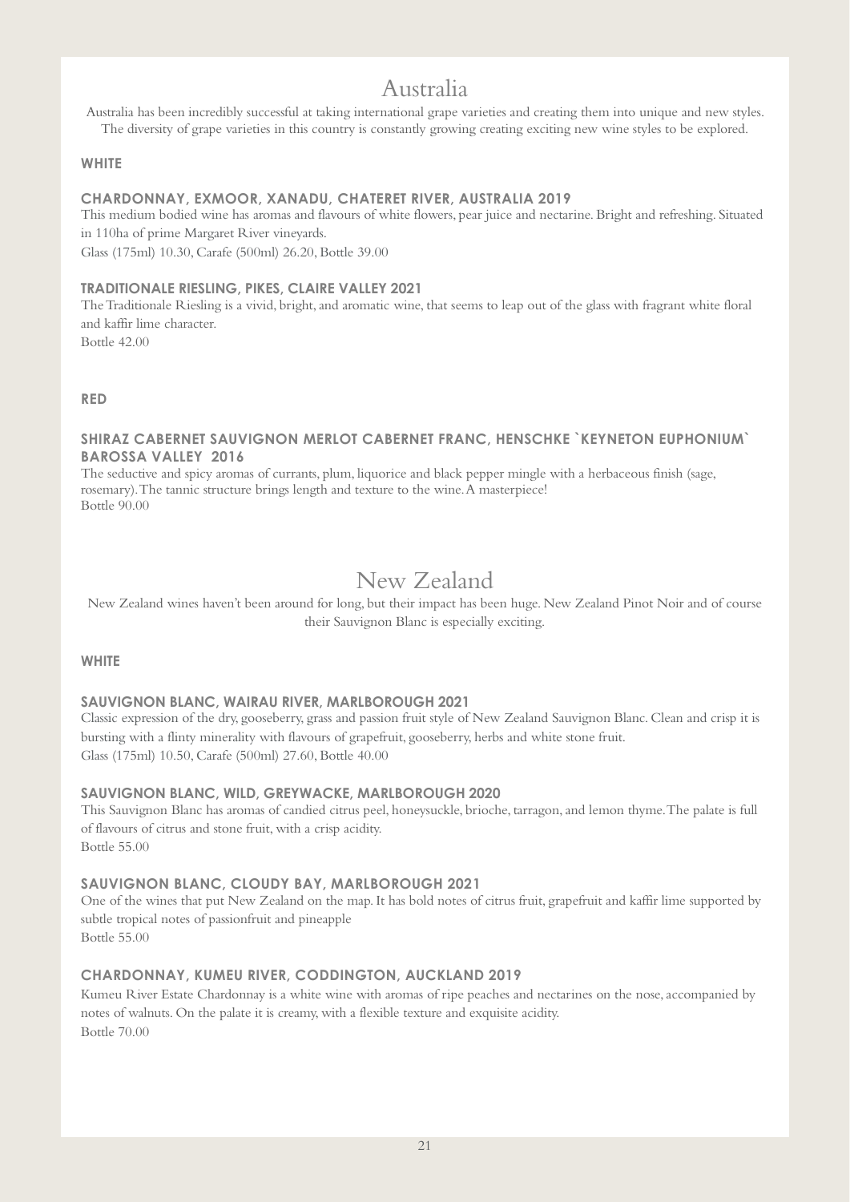# Australia

Australia has been incredibly successful at taking international grape varieties and creating them into unique and new styles. The diversity of grape varieties in this country is constantly growing creating exciting new wine styles to be explored.

## WHITE

### CHARDONNAY, EXMOOR, XANADU, CHATERET RIVER, AUSTRALIA 2019

This medium bodied wine has aromas and flavours of white flowers, pear juice and nectarine. Bright and refreshing. Situated in 110ha of prime Margaret River vineyards.

Glass (175ml) 10.30, Carafe (500ml) 26.20, Bottle 39.00

### TRADITIONALE RIESLING, PIKES, CLAIRE VALLEY 2021

The Traditionale Riesling is a vivid, bright, and aromatic wine, that seems to leap out of the glass with fragrant white floral and kaffir lime character.

Bottle 42.00

## RED

### SHIRAZ CABERNET SAUVIGNON MERLOT CABERNET FRANC, HENSCHKE `KEYNETON EUPHONIUM` BAROSSA VALLEY 2016

The seductive and spicy aromas of currants, plum, liquorice and black pepper mingle with a herbaceous finish (sage, rosemary). The tannic structure brings length and texture to the wine. A masterpiece!

Bottle 90.00

# New Zealand

New Zealand wines haven't been around for long, but their impact has been huge. New Zealand Pinot Noir and of course their Sauvignon Blanc is especially exciting.

## WHITE

### SAUVIGNON BLANC, WAIRAU RIVER, MARLBOROUGH 2021

Classic expression of the dry, gooseberry, grass and passion fruit style of New Zealand Sauvignon Blanc. Clean and crisp it is bursting with a flinty minerality with flavours of grapefruit, gooseberry, herbs and white stone fruit.

Glass (175ml) 10.50, Carafe (500ml) 27.60, Bottle 40.00

### SAUVIGNON BLANC, WILD, GREYWACKE, MARLBOROUGH 2020

This Sauvignon Blanc has aromas of candied citrus peel, honeysuckle, brioche, tarragon, and lemon thyme. The palate is full of flavours of citrus and stone fruit, with a crisp acidity.

Bottle 55.00

### SAUVIGNON BLANC, CLOUDY BAY, MARLBOROUGH 2021

One of the wines that put New Zealand on the map. It has bold notes of citrus fruit, grapefruit and kaffir lime supported by subtle tropical notes of passionfruit and pineapple

Bottle 55.00

### CHARDONNAY, KUMEU RIVER, CODDINGTON, AUCKLAND 2019

Kumeu River Estate Chardonnay is a white wine with aromas of ripe peaches and nectarines on the nose, accompanied by notes of walnuts. On the palate it is creamy, with a flexible texture and exquisite acidity.

Bottle 70.00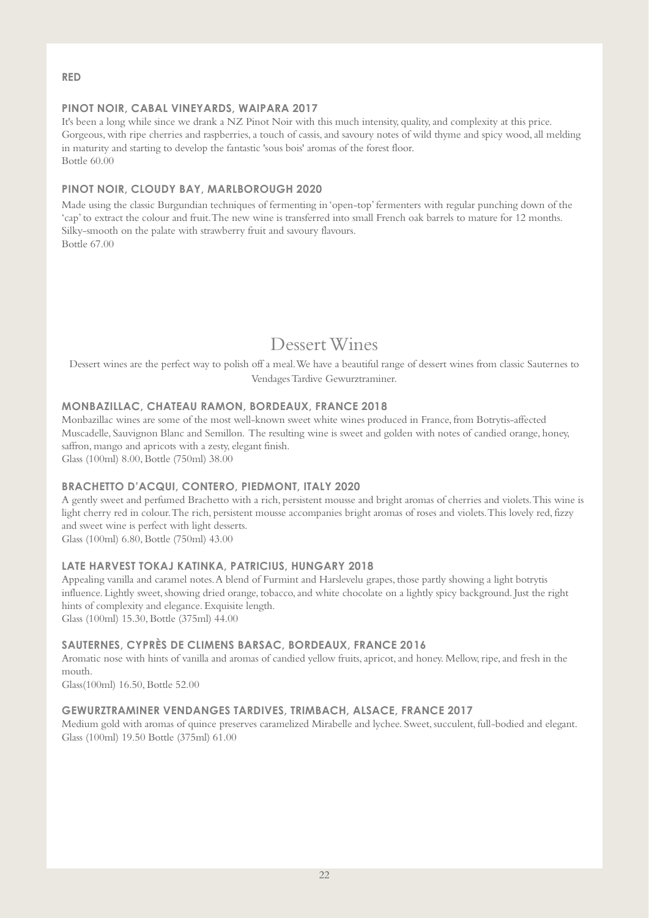**RED**

### PINOT NOIR, CABAL VINEYARDS, WAIPARA 2017

It's been a long while since we drank a NZ Pinot Noir with this much intensity, quality, and complexity at this price. Gorgeous, with ripe cherries and raspberries, a touch of cassis, and savoury notes of wild thyme and spicy wood, all melding in maturity and starting to develop the fantastic 'sous bois' aromas of the forest floor.
Bottle 60.00

### PINOT NOIR, CLOUDY BAY, MARLBOROUGH 2020

Made using the classic Burgundian techniques of fermenting in 'open-top' fermenters with regular punching down of the 'cap' to extract the colour and fruit. The new wine is transferred into small French oak barrels to mature for 12 months. Silky-smooth on the palate with strawberry fruit and savoury flavours.
Bottle 67.00

# Dessert Wines

Dessert wines are the perfect way to polish off a meal. We have a beautiful range of dessert wines from classic Sauternes to Vendages Tardive Gewurztraminer.

### MONBAZILLAC, CHATEAU RAMON, BORDEAUX, FRANCE 2018

Monbazillac wines are some of the most well-known sweet white wines produced in France, from Botrytis-affected Muscadelle, Sauvignon Blanc and Semillon. The resulting wine is sweet and golden with notes of candied orange, honey, saffron, mango and apricots with a zesty, elegant finish.
Glass (100ml) 8.00, Bottle (750ml) 38.00

### BRACHETTO D'ACQUI, CONTERO, PIEDMONT, ITALY 2020

A gently sweet and perfumed Brachetto with a rich, persistent mousse and bright aromas of cherries and violets. This wine is light cherry red in colour. The rich, persistent mousse accompanies bright aromas of roses and violets. This lovely red, fizzy and sweet wine is perfect with light desserts.
Glass (100ml) 6.80, Bottle (750ml) 43.00

### LATE HARVEST TOKAJ KATINKA, PATRICIUS, HUNGARY 2018

Appealing vanilla and caramel notes. A blend of Furmint and Harslevelu grapes, those partly showing a light botrytis influence. Lightly sweet, showing dried orange, tobacco, and white chocolate on a lightly spicy background. Just the right hints of complexity and elegance. Exquisite length.
Glass (100ml) 15.30, Bottle (375ml) 44.00

### SAUTERNES, CYPRÈS DE CLIMENS BARSAC, BORDEAUX, FRANCE 2016

Aromatic nose with hints of vanilla and aromas of candied yellow fruits, apricot, and honey. Mellow, ripe, and fresh in the mouth.
Glass(100ml) 16.50, Bottle 52.00

### GEWURZTRAMINER VENDANGES TARDIVES, TRIMBACH, ALSACE, FRANCE 2017

Medium gold with aromas of quince preserves caramelized Mirabelle and lychee. Sweet, succulent, full-bodied and elegant.
Glass (100ml) 19.50 Bottle (375ml) 61.00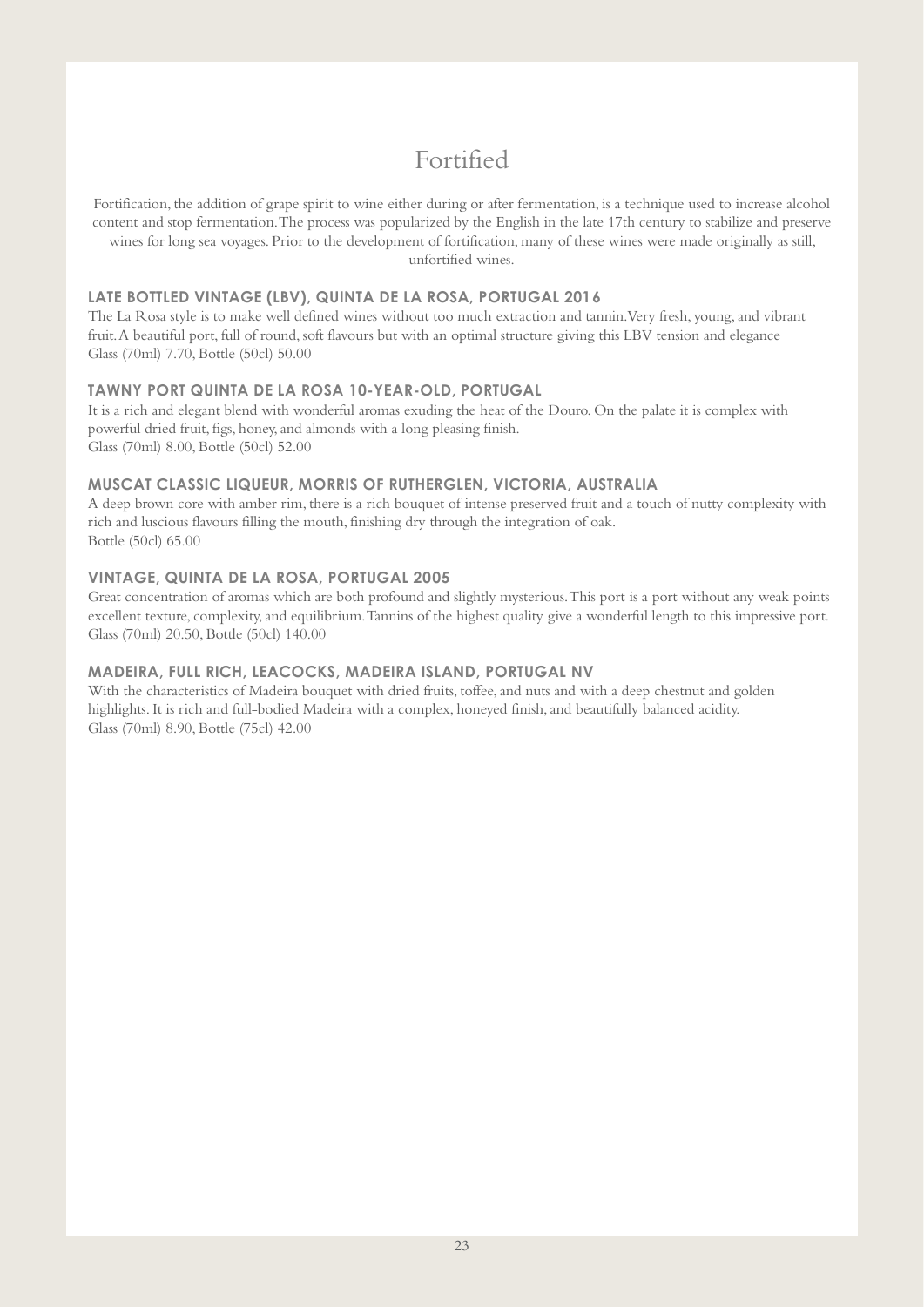# Fortified

Fortification, the addition of grape spirit to wine either during or after fermentation, is a technique used to increase alcohol content and stop fermentation. The process was popularized by the English in the late 17th century to stabilize and preserve wines for long sea voyages. Prior to the development of fortification, many of these wines were made originally as still, unfortified wines.

### LATE BOTTLED VINTAGE (LBV), QUINTA DE LA ROSA, PORTUGAL 2016

The La Rosa style is to make well defined wines without too much extraction and tannin. Very fresh, young, and vibrant fruit. A beautiful port, full of round, soft flavours but with an optimal structure giving this LBV tension and elegance

Glass (70ml) 7.70, Bottle (50cl) 50.00

### TAWNY PORT QUINTA DE LA ROSA 10-YEAR-OLD, PORTUGAL

It is a rich and elegant blend with wonderful aromas exuding the heat of the Douro. On the palate it is complex with powerful dried fruit, figs, honey, and almonds with a long pleasing finish.

Glass (70ml) 8.00, Bottle (50cl) 52.00

### MUSCAT CLASSIC LIQUEUR, MORRIS OF RUTHERGLEN, VICTORIA, AUSTRALIA

A deep brown core with amber rim, there is a rich bouquet of intense preserved fruit and a touch of nutty complexity with rich and luscious flavours filling the mouth, finishing dry through the integration of oak.

Bottle (50cl) 65.00

### VINTAGE, QUINTA DE LA ROSA, PORTUGAL 2005

Great concentration of aromas which are both profound and slightly mysterious. This port is a port without any weak points excellent texture, complexity, and equilibrium. Tannins of the highest quality give a wonderful length to this impressive port.

Glass (70ml) 20.50, Bottle (50cl) 140.00

### MADEIRA, FULL RICH, LEACOCKS, MADEIRA ISLAND, PORTUGAL NV

With the characteristics of Madeira bouquet with dried fruits, toffee, and nuts and with a deep chestnut and golden highlights. It is rich and full-bodied Madeira with a complex, honeyed finish, and beautifully balanced acidity.

Glass (70ml) 8.90, Bottle (75cl) 42.00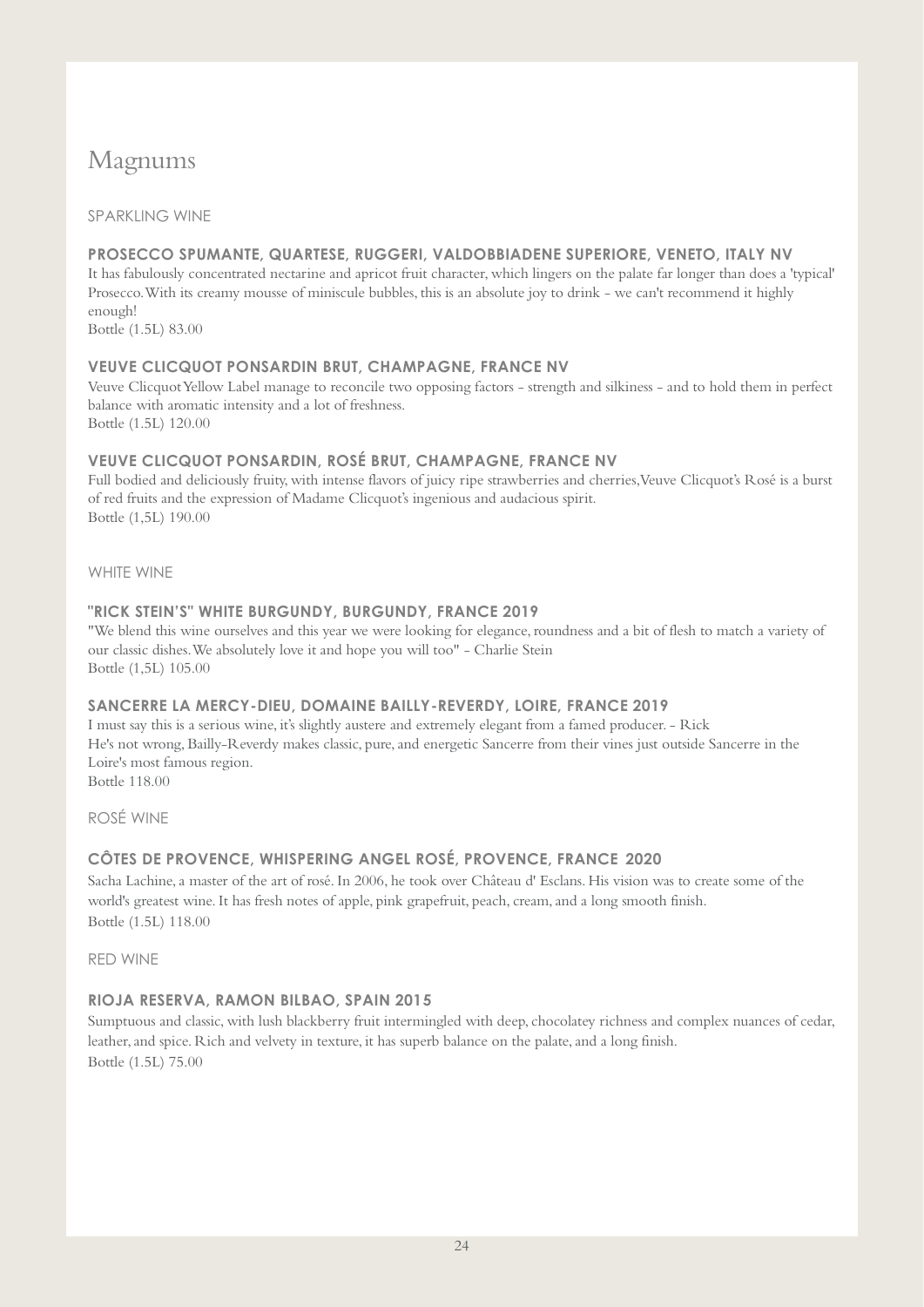# Magnums

## SPARKLING WINE

### PROSECCO SPUMANTE, QUARTESE, RUGGERI, VALDOBBIADENE SUPERIORE, VENETO, ITALY NV

It has fabulously concentrated nectarine and apricot fruit character, which lingers on the palate far longer than does a 'typical' Prosecco. With its creamy mousse of miniscule bubbles, this is an absolute joy to drink - we can't recommend it highly enough!

Bottle (1.5L) 83.00

### VEUVE CLICQUOT PONSARDIN BRUT, CHAMPAGNE, FRANCE NV

Veuve Clicquot Yellow Label manage to reconcile two opposing factors - strength and silkiness - and to hold them in perfect balance with aromatic intensity and a lot of freshness.

Bottle (1.5L) 120.00

### VEUVE CLICQUOT PONSARDIN, ROSÉ BRUT, CHAMPAGNE, FRANCE NV

Full bodied and deliciously fruity, with intense flavors of juicy ripe strawberries and cherries, Veuve Clicquot's Rosé is a burst of red fruits and the expression of Madame Clicquot's ingenious and audacious spirit.

Bottle (1,5L) 190.00

## WHITE WINE

### "RICK STEIN'S" WHITE BURGUNDY, BURGUNDY, FRANCE 2019

"We blend this wine ourselves and this year we were looking for elegance, roundness and a bit of flesh to match a variety of our classic dishes. We absolutely love it and hope you will too" - Charlie Stein

Bottle (1,5L) 105.00

### SANCERRE LA MERCY-DIEU, DOMAINE BAILLY-REVERDY, LOIRE, FRANCE 2019

I must say this is a serious wine, it's slightly austere and extremely elegant from a famed producer. - Rick
He's not wrong, Bailly-Reverdy makes classic, pure, and energetic Sancerre from their vines just outside Sancerre in the Loire's most famous region.

Bottle 118.00

## ROSÉ WINE

### CÔTES DE PROVENCE, WHISPERING ANGEL ROSÉ, PROVENCE, FRANCE 2020

Sacha Lachine, a master of the art of rosé. In 2006, he took over Château d' Esclans. His vision was to create some of the world's greatest wine. It has fresh notes of apple, pink grapefruit, peach, cream, and a long smooth finish.

Bottle (1.5L) 118.00

## RED WINE

### RIOJA RESERVA, RAMON BILBAO, SPAIN 2015

Sumptuous and classic, with lush blackberry fruit intermingled with deep, chocolatey richness and complex nuances of cedar, leather, and spice. Rich and velvety in texture, it has superb balance on the palate, and a long finish.

Bottle (1.5L) 75.00